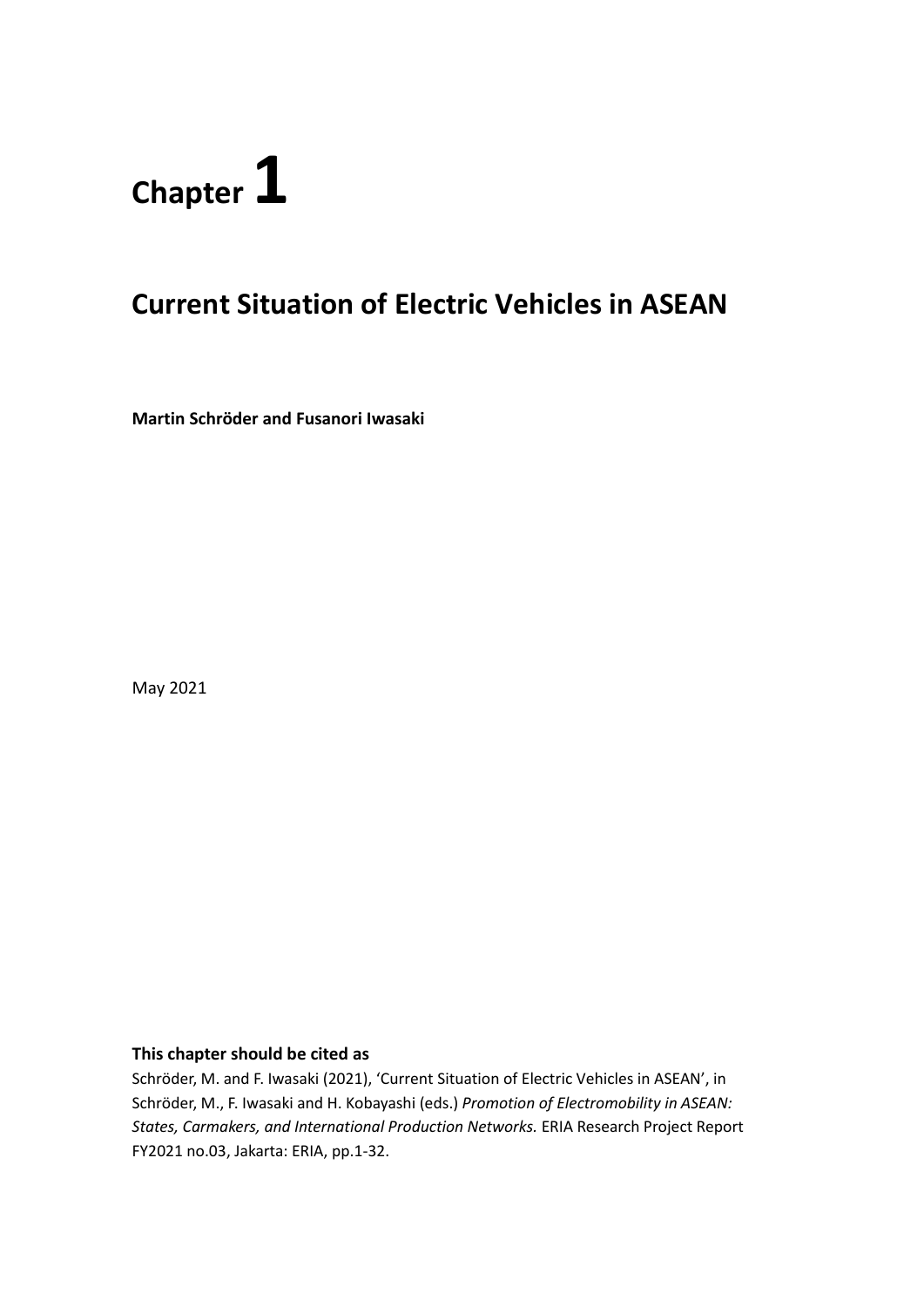# Chapter 1

## Current Situation of Electric Vehicles in ASEAN

**Martin Schröder and Fusanori Iwasaki**

May 2021

**This chapter should be cited as**

Schröder, M. and F. Iwasaki (2021), 'Current Situation of Electric Vehicles in ASEAN', in Schröder, M., F. Iwasaki and H. Kobayashi (eds.) *Promotion of Electromobility in ASEAN: States, Carmakers, and International Production Networks.* ERIA Research Project Report FY2021 no.03, Jakarta: ERIA, pp.1-32.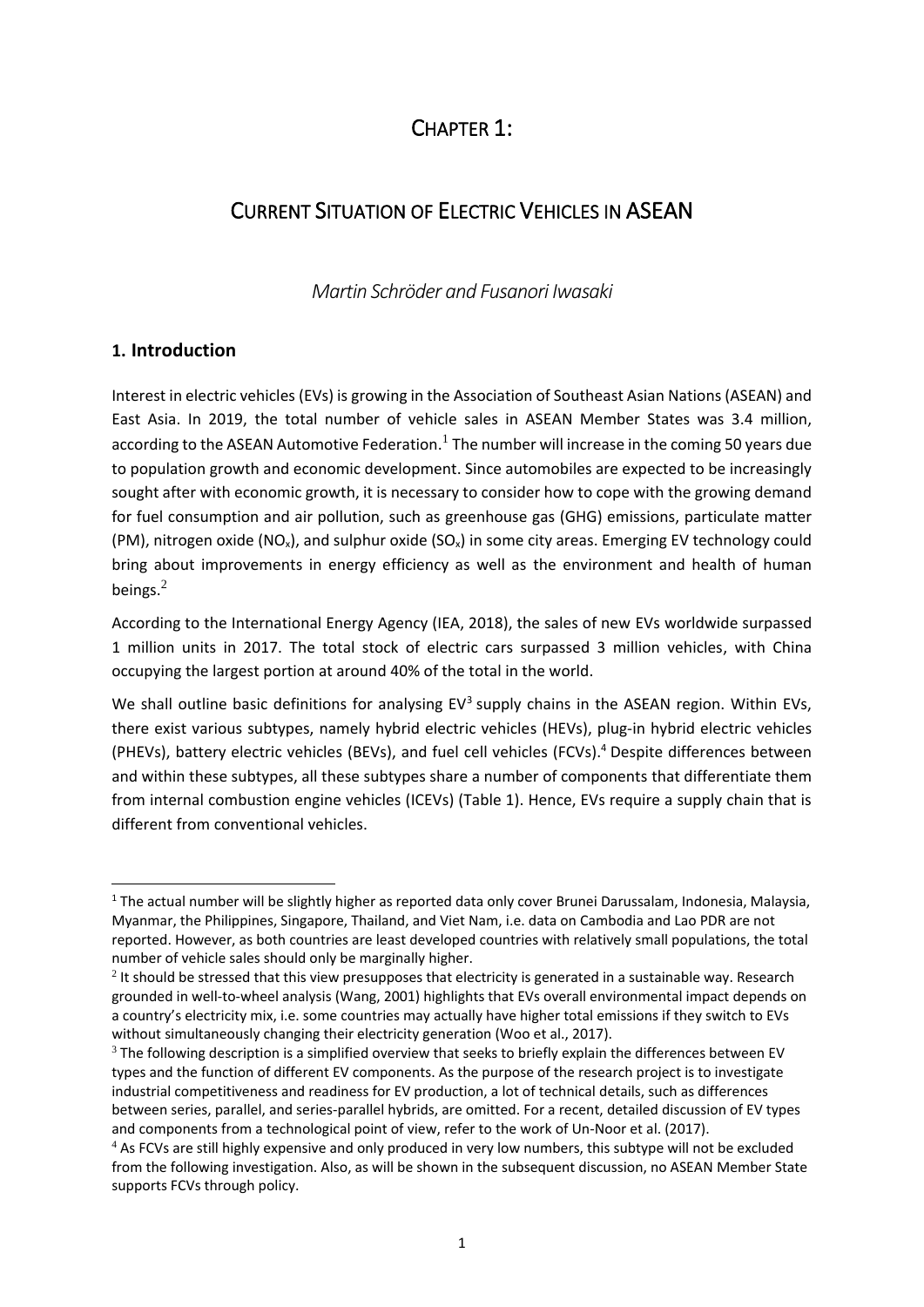# CHAPTER 1:

# CURRENT SITUATION OF ELECTRIC VEHICLES IN ASEAN

*Martin Schröder and Fusanori Iwasaki*

## 1. Introduction

Interest in electric vehicles (EVs) is growing in the Association of Southeast Asian Nations (ASEAN) and East Asia. In 2019, the total number of vehicle sales in ASEAN Member States was 3.4 million, according to the ASEAN Automotive Federation.[1] The number will increase in the coming 50 years due to population growth and economic development. Since automobiles are expected to be increasingly sought after with economic growth, it is necessary to consider how to cope with the growing demand for fuel consumption and air pollution, such as greenhouse gas (GHG) emissions, particulate matter (PM), nitrogen oxide ($NO_x$), and sulphur oxide ($SO_x$) in some city areas. Emerging EV technology could bring about improvements in energy efficiency as well as the environment and health of human beings.[2]

According to the International Energy Agency (IEA, 2018), the sales of new EVs worldwide surpassed 1 million units in 2017. The total stock of electric cars surpassed 3 million vehicles, with China occupying the largest portion at around 40% of the total in the world.

We shall outline basic definitions for analysing EV[3] supply chains in the ASEAN region. Within EVs, there exist various subtypes, namely hybrid electric vehicles (HEVs), plug-in hybrid electric vehicles (PHEVs), battery electric vehicles (BEVs), and fuel cell vehicles (FCVs).[4] Despite differences between and within these subtypes, all these subtypes share a number of components that differentiate them from internal combustion engine vehicles (ICEVs) (Table 1). Hence, EVs require a supply chain that is different from conventional vehicles.

---

[1] The actual number will be slightly higher as reported data only cover Brunei Darussalam, Indonesia, Malaysia, Myanmar, the Philippines, Singapore, Thailand, and Viet Nam, i.e. data on Cambodia and Lao PDR are not reported. However, as both countries are least developed countries with relatively small populations, the total number of vehicle sales should only be marginally higher.

[2] It should be stressed that this view presupposes that electricity is generated in a sustainable way. Research grounded in well-to-wheel analysis (Wang, 2001) highlights that EVs overall environmental impact depends on a country's electricity mix, i.e. some countries may actually have higher total emissions if they switch to EVs without simultaneously changing their electricity generation (Woo et al., 2017).

[3] The following description is a simplified overview that seeks to briefly explain the differences between EV types and the function of different EV components. As the purpose of the research project is to investigate industrial competitiveness and readiness for EV production, a lot of technical details, such as differences between series, parallel, and series-parallel hybrids, are omitted. For a recent, detailed discussion of EV types and components from a technological point of view, refer to the work of Un-Noor et al. (2017).

[4] As FCVs are still highly expensive and only produced in very low numbers, this subtype will not be excluded from the following investigation. Also, as will be shown in the subsequent discussion, no ASEAN Member State supports FCVs through policy.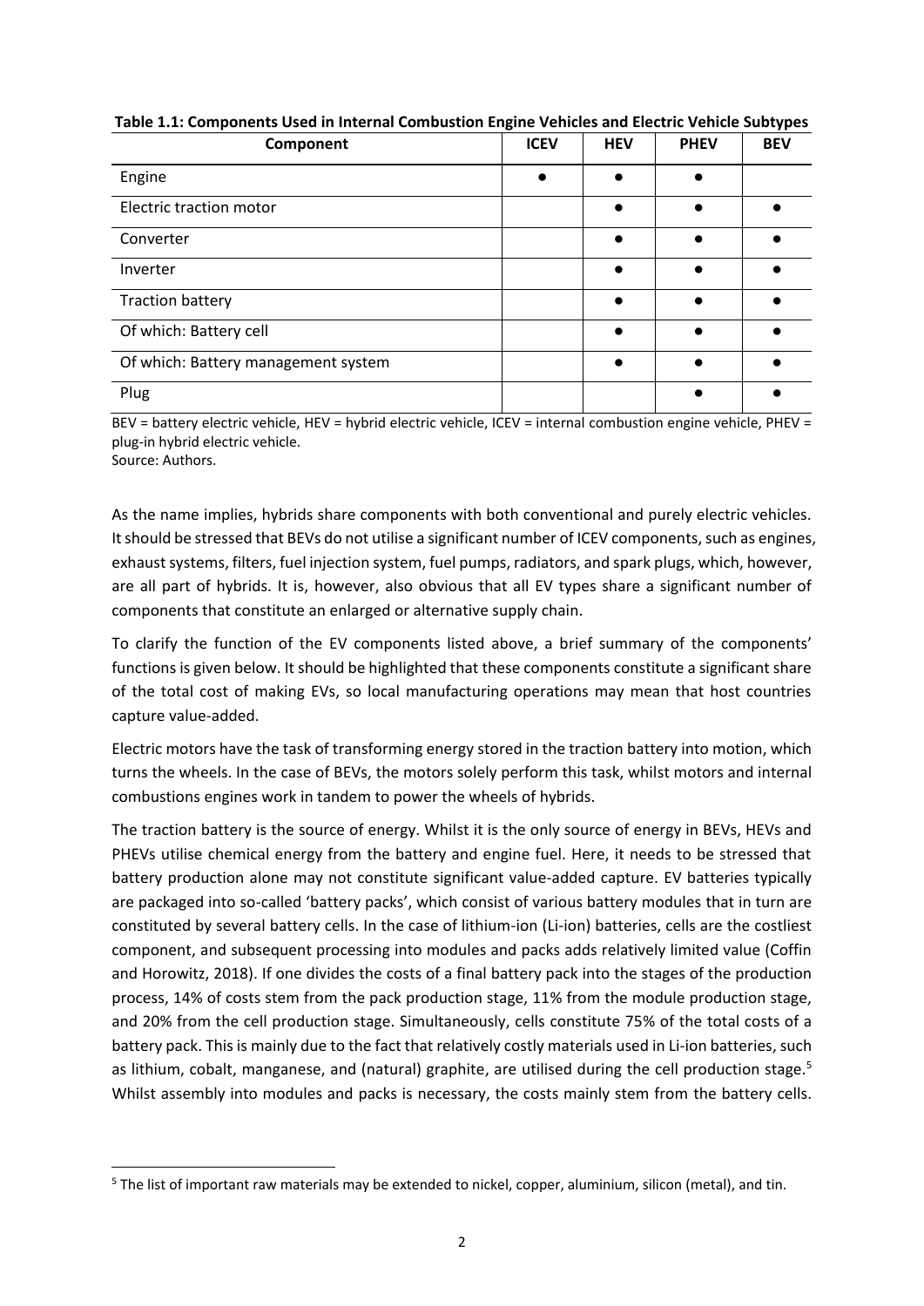**Table 1.1: Components Used in Internal Combustion Engine Vehicles and Electric Vehicle Subtypes**

| Component | ICEV | HEV | PHEV | BEV |
|---|---|---|---|---|
| Engine | ● | ● | ● | |
| Electric traction motor | | ● | ● | ● |
| Converter | | ● | ● | ● |
| Inverter | | ● | ● | ● |
| Traction battery | | ● | ● | ● |
| Of which: Battery cell | | ● | ● | ● |
| Of which: Battery management system | | ● | ● | ● |
| Plug | | | ● | ● |

BEV = battery electric vehicle, HEV = hybrid electric vehicle, ICEV = internal combustion engine vehicle, PHEV = plug-in hybrid electric vehicle.
Source: Authors.

As the name implies, hybrids share components with both conventional and purely electric vehicles. It should be stressed that BEVs do not utilise a significant number of ICEV components, such as engines, exhaust systems, filters, fuel injection system, fuel pumps, radiators, and spark plugs, which, however, are all part of hybrids. It is, however, also obvious that all EV types share a significant number of components that constitute an enlarged or alternative supply chain.

To clarify the function of the EV components listed above, a brief summary of the components' functions is given below. It should be highlighted that these components constitute a significant share of the total cost of making EVs, so local manufacturing operations may mean that host countries capture value-added.

Electric motors have the task of transforming energy stored in the traction battery into motion, which turns the wheels. In the case of BEVs, the motors solely perform this task, whilst motors and internal combustions engines work in tandem to power the wheels of hybrids.

The traction battery is the source of energy. Whilst it is the only source of energy in BEVs, HEVs and PHEVs utilise chemical energy from the battery and engine fuel. Here, it needs to be stressed that battery production alone may not constitute significant value-added capture. EV batteries typically are packaged into so-called 'battery packs', which consist of various battery modules that in turn are constituted by several battery cells. In the case of lithium-ion (Li-ion) batteries, cells are the costliest component, and subsequent processing into modules and packs adds relatively limited value (Coffin and Horowitz, 2018). If one divides the costs of a final battery pack into the stages of the production process, 14% of costs stem from the pack production stage, 11% from the module production stage, and 20% from the cell production stage. Simultaneously, cells constitute 75% of the total costs of a battery pack. This is mainly due to the fact that relatively costly materials used in Li-ion batteries, such as lithium, cobalt, manganese, and (natural) graphite, are utilised during the cell production stage.[5] Whilst assembly into modules and packs is necessary, the costs mainly stem from the battery cells.

[5] The list of important raw materials may be extended to nickel, copper, aluminium, silicon (metal), and tin.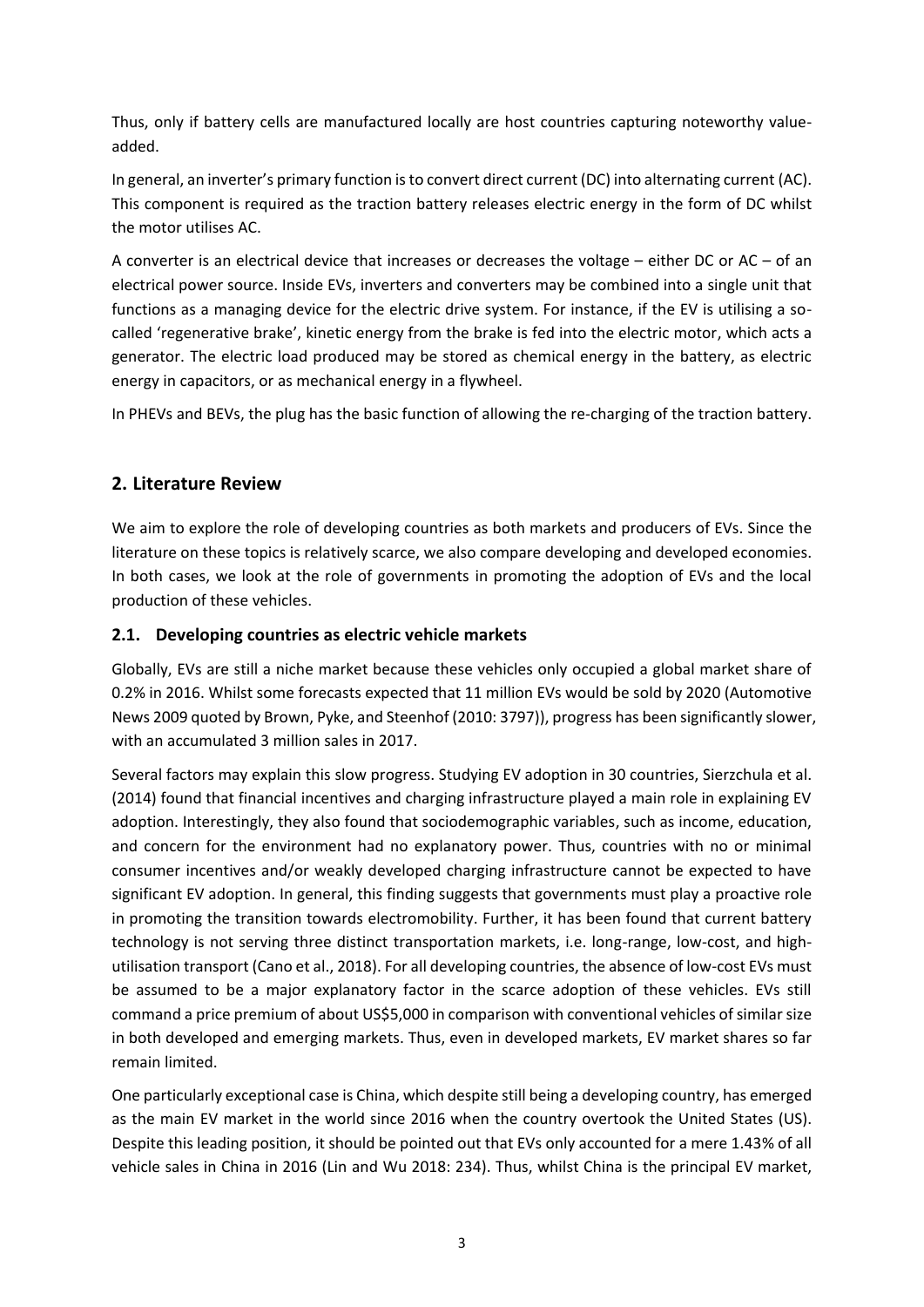Thus, only if battery cells are manufactured locally are host countries capturing noteworthy value-added.

In general, an inverter's primary function is to convert direct current (DC) into alternating current (AC). This component is required as the traction battery releases electric energy in the form of DC whilst the motor utilises AC.

A converter is an electrical device that increases or decreases the voltage – either DC or AC – of an electrical power source. Inside EVs, inverters and converters may be combined into a single unit that functions as a managing device for the electric drive system. For instance, if the EV is utilising a so-called 'regenerative brake', kinetic energy from the brake is fed into the electric motor, which acts a generator. The electric load produced may be stored as chemical energy in the battery, as electric energy in capacitors, or as mechanical energy in a flywheel.

In PHEVs and BEVs, the plug has the basic function of allowing the re-charging of the traction battery.

## 2. Literature Review

We aim to explore the role of developing countries as both markets and producers of EVs. Since the literature on these topics is relatively scarce, we also compare developing and developed economies. In both cases, we look at the role of governments in promoting the adoption of EVs and the local production of these vehicles.

### 2.1. Developing countries as electric vehicle markets

Globally, EVs are still a niche market because these vehicles only occupied a global market share of 0.2% in 2016. Whilst some forecasts expected that 11 million EVs would be sold by 2020 (Automotive News 2009 quoted by Brown, Pyke, and Steenhof (2010: 3797)), progress has been significantly slower, with an accumulated 3 million sales in 2017.

Several factors may explain this slow progress. Studying EV adoption in 30 countries, Sierzchula et al. (2014) found that financial incentives and charging infrastructure played a main role in explaining EV adoption. Interestingly, they also found that sociodemographic variables, such as income, education, and concern for the environment had no explanatory power. Thus, countries with no or minimal consumer incentives and/or weakly developed charging infrastructure cannot be expected to have significant EV adoption. In general, this finding suggests that governments must play a proactive role in promoting the transition towards electromobility. Further, it has been found that current battery technology is not serving three distinct transportation markets, i.e. long-range, low-cost, and high-utilisation transport (Cano et al., 2018). For all developing countries, the absence of low-cost EVs must be assumed to be a major explanatory factor in the scarce adoption of these vehicles. EVs still command a price premium of about US$5,000 in comparison with conventional vehicles of similar size in both developed and emerging markets. Thus, even in developed markets, EV market shares so far remain limited.

One particularly exceptional case is China, which despite still being a developing country, has emerged as the main EV market in the world since 2016 when the country overtook the United States (US). Despite this leading position, it should be pointed out that EVs only accounted for a mere 1.43% of all vehicle sales in China in 2016 (Lin and Wu 2018: 234). Thus, whilst China is the principal EV market,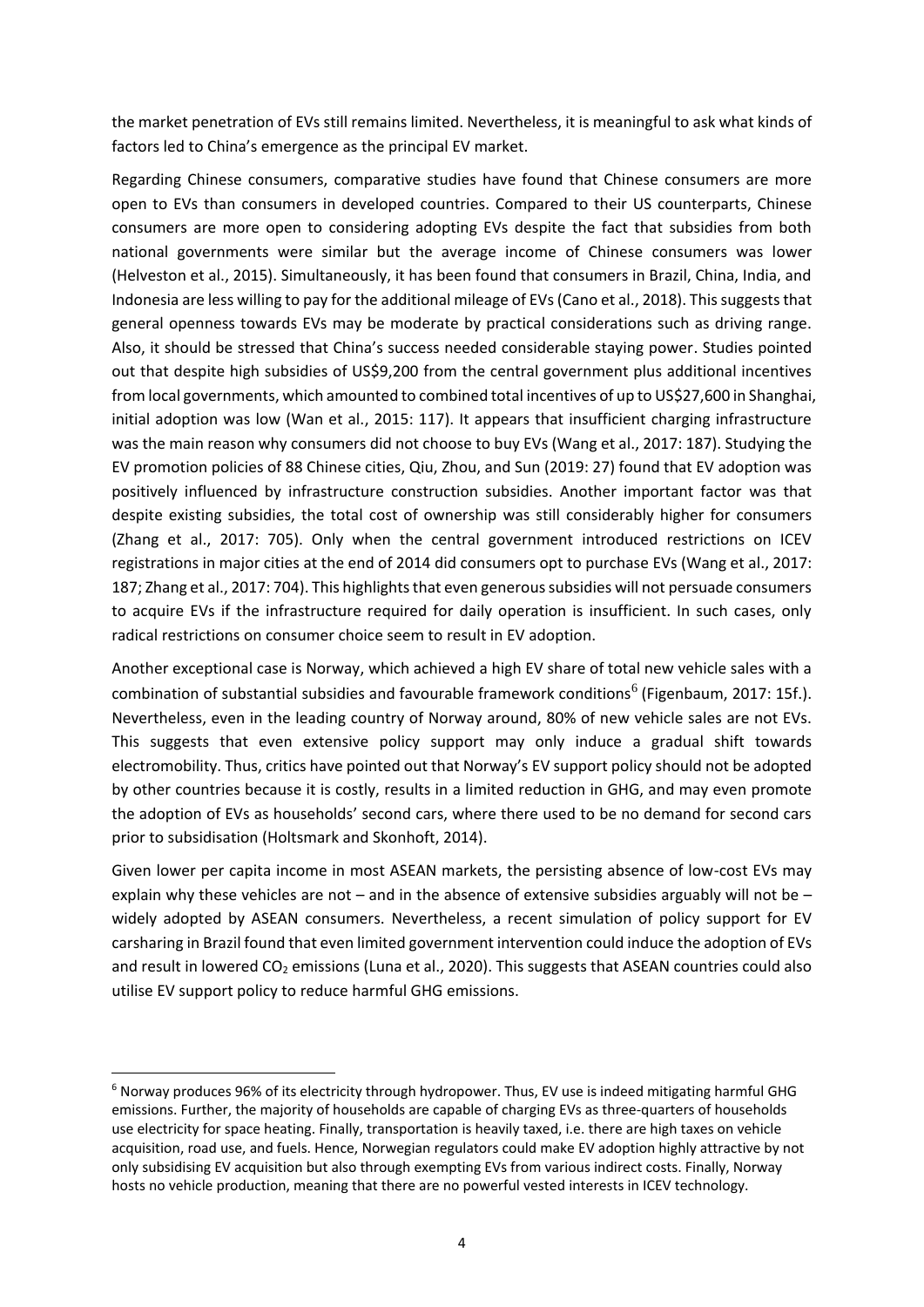the market penetration of EVs still remains limited. Nevertheless, it is meaningful to ask what kinds of factors led to China's emergence as the principal EV market.

Regarding Chinese consumers, comparative studies have found that Chinese consumers are more open to EVs than consumers in developed countries. Compared to their US counterparts, Chinese consumers are more open to considering adopting EVs despite the fact that subsidies from both national governments were similar but the average income of Chinese consumers was lower (Helveston et al., 2015). Simultaneously, it has been found that consumers in Brazil, China, India, and Indonesia are less willing to pay for the additional mileage of EVs (Cano et al., 2018). This suggests that general openness towards EVs may be moderate by practical considerations such as driving range. Also, it should be stressed that China's success needed considerable staying power. Studies pointed out that despite high subsidies of US$9,200 from the central government plus additional incentives from local governments, which amounted to combined total incentives of up to US$27,600 in Shanghai, initial adoption was low (Wan et al., 2015: 117). It appears that insufficient charging infrastructure was the main reason why consumers did not choose to buy EVs (Wang et al., 2017: 187). Studying the EV promotion policies of 88 Chinese cities, Qiu, Zhou, and Sun (2019: 27) found that EV adoption was positively influenced by infrastructure construction subsidies. Another important factor was that despite existing subsidies, the total cost of ownership was still considerably higher for consumers (Zhang et al., 2017: 705). Only when the central government introduced restrictions on ICEV registrations in major cities at the end of 2014 did consumers opt to purchase EVs (Wang et al., 2017: 187; Zhang et al., 2017: 704). This highlights that even generous subsidies will not persuade consumers to acquire EVs if the infrastructure required for daily operation is insufficient. In such cases, only radical restrictions on consumer choice seem to result in EV adoption.

Another exceptional case is Norway, which achieved a high EV share of total new vehicle sales with a combination of substantial subsidies and favourable framework conditions[6] (Figenbaum, 2017: 15f.). Nevertheless, even in the leading country of Norway around, 80% of new vehicle sales are not EVs. This suggests that even extensive policy support may only induce a gradual shift towards electromobility. Thus, critics have pointed out that Norway's EV support policy should not be adopted by other countries because it is costly, results in a limited reduction in GHG, and may even promote the adoption of EVs as households' second cars, where there used to be no demand for second cars prior to subsidisation (Holtsmark and Skonhoft, 2014).

Given lower per capita income in most ASEAN markets, the persisting absence of low-cost EVs may explain why these vehicles are not – and in the absence of extensive subsidies arguably will not be – widely adopted by ASEAN consumers. Nevertheless, a recent simulation of policy support for EV carsharing in Brazil found that even limited government intervention could induce the adoption of EVs and result in lowered $CO_2$ emissions (Luna et al., 2020). This suggests that ASEAN countries could also utilise EV support policy to reduce harmful GHG emissions.

[6] Norway produces 96% of its electricity through hydropower. Thus, EV use is indeed mitigating harmful GHG emissions. Further, the majority of households are capable of charging EVs as three-quarters of households use electricity for space heating. Finally, transportation is heavily taxed, i.e. there are high taxes on vehicle acquisition, road use, and fuels. Hence, Norwegian regulators could make EV adoption highly attractive by not only subsidising EV acquisition but also through exempting EVs from various indirect costs. Finally, Norway hosts no vehicle production, meaning that there are no powerful vested interests in ICEV technology.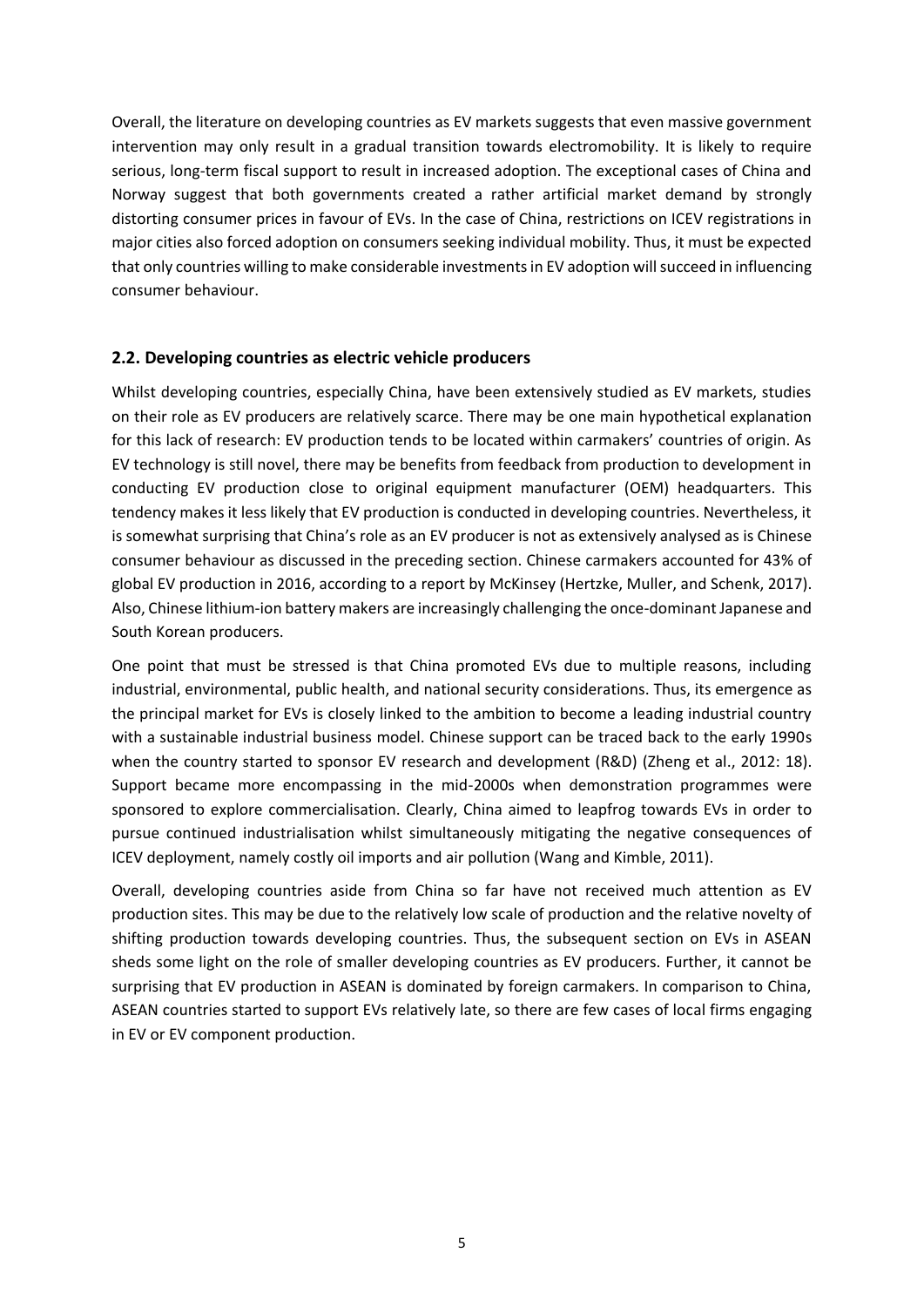Overall, the literature on developing countries as EV markets suggests that even massive government intervention may only result in a gradual transition towards electromobility. It is likely to require serious, long-term fiscal support to result in increased adoption. The exceptional cases of China and Norway suggest that both governments created a rather artificial market demand by strongly distorting consumer prices in favour of EVs. In the case of China, restrictions on ICEV registrations in major cities also forced adoption on consumers seeking individual mobility. Thus, it must be expected that only countries willing to make considerable investments in EV adoption will succeed in influencing consumer behaviour.

## 2.2. Developing countries as electric vehicle producers

Whilst developing countries, especially China, have been extensively studied as EV markets, studies on their role as EV producers are relatively scarce. There may be one main hypothetical explanation for this lack of research: EV production tends to be located within carmakers' countries of origin. As EV technology is still novel, there may be benefits from feedback from production to development in conducting EV production close to original equipment manufacturer (OEM) headquarters. This tendency makes it less likely that EV production is conducted in developing countries. Nevertheless, it is somewhat surprising that China's role as an EV producer is not as extensively analysed as is Chinese consumer behaviour as discussed in the preceding section. Chinese carmakers accounted for 43% of global EV production in 2016, according to a report by McKinsey (Hertzke, Muller, and Schenk, 2017). Also, Chinese lithium-ion battery makers are increasingly challenging the once-dominant Japanese and South Korean producers.

One point that must be stressed is that China promoted EVs due to multiple reasons, including industrial, environmental, public health, and national security considerations. Thus, its emergence as the principal market for EVs is closely linked to the ambition to become a leading industrial country with a sustainable industrial business model. Chinese support can be traced back to the early 1990s when the country started to sponsor EV research and development (R&D) (Zheng et al., 2012: 18). Support became more encompassing in the mid-2000s when demonstration programmes were sponsored to explore commercialisation. Clearly, China aimed to leapfrog towards EVs in order to pursue continued industrialisation whilst simultaneously mitigating the negative consequences of ICEV deployment, namely costly oil imports and air pollution (Wang and Kimble, 2011).

Overall, developing countries aside from China so far have not received much attention as EV production sites. This may be due to the relatively low scale of production and the relative novelty of shifting production towards developing countries. Thus, the subsequent section on EVs in ASEAN sheds some light on the role of smaller developing countries as EV producers. Further, it cannot be surprising that EV production in ASEAN is dominated by foreign carmakers. In comparison to China, ASEAN countries started to support EVs relatively late, so there are few cases of local firms engaging in EV or EV component production.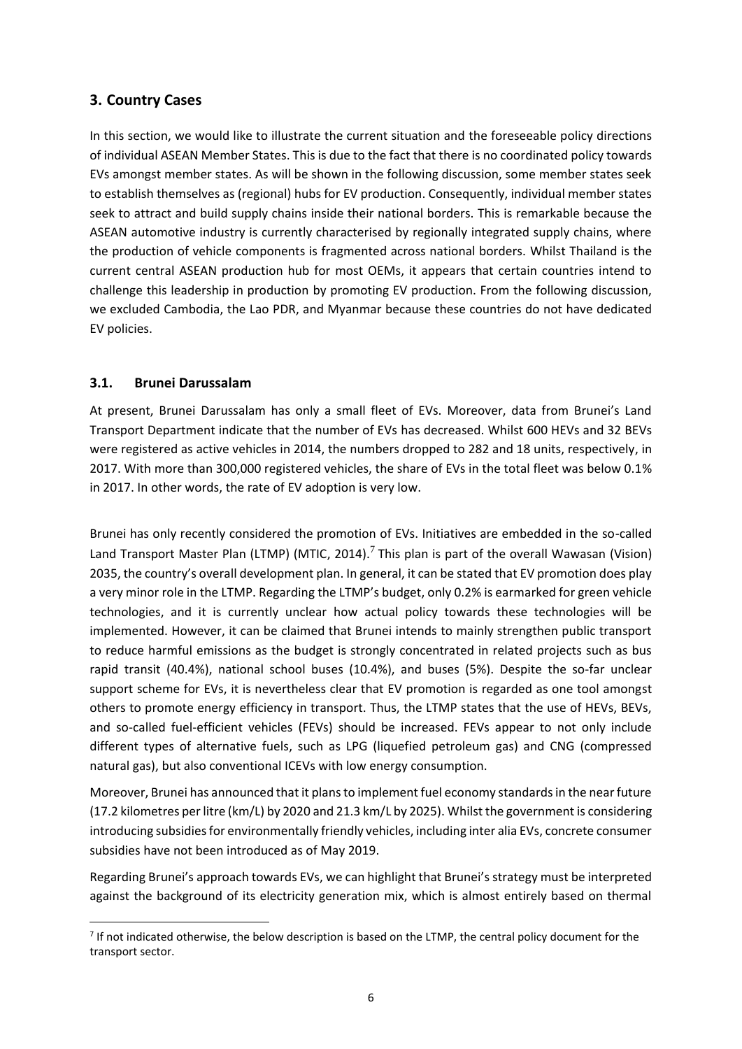## 3. Country Cases

In this section, we would like to illustrate the current situation and the foreseeable policy directions of individual ASEAN Member States. This is due to the fact that there is no coordinated policy towards EVs amongst member states. As will be shown in the following discussion, some member states seek to establish themselves as (regional) hubs for EV production. Consequently, individual member states seek to attract and build supply chains inside their national borders. This is remarkable because the ASEAN automotive industry is currently characterised by regionally integrated supply chains, where the production of vehicle components is fragmented across national borders. Whilst Thailand is the current central ASEAN production hub for most OEMs, it appears that certain countries intend to challenge this leadership in production by promoting EV production. From the following discussion, we excluded Cambodia, the Lao PDR, and Myanmar because these countries do not have dedicated EV policies.

### 3.1. Brunei Darussalam

At present, Brunei Darussalam has only a small fleet of EVs. Moreover, data from Brunei's Land Transport Department indicate that the number of EVs has decreased. Whilst 600 HEVs and 32 BEVs were registered as active vehicles in 2014, the numbers dropped to 282 and 18 units, respectively, in 2017. With more than 300,000 registered vehicles, the share of EVs in the total fleet was below 0.1% in 2017. In other words, the rate of EV adoption is very low.

Brunei has only recently considered the promotion of EVs. Initiatives are embedded in the so-called Land Transport Master Plan (LTMP) (MTIC, 2014).[7] This plan is part of the overall Wawasan (Vision) 2035, the country's overall development plan. In general, it can be stated that EV promotion does play a very minor role in the LTMP. Regarding the LTMP's budget, only 0.2% is earmarked for green vehicle technologies, and it is currently unclear how actual policy towards these technologies will be implemented. However, it can be claimed that Brunei intends to mainly strengthen public transport to reduce harmful emissions as the budget is strongly concentrated in related projects such as bus rapid transit (40.4%), national school buses (10.4%), and buses (5%). Despite the so-far unclear support scheme for EVs, it is nevertheless clear that EV promotion is regarded as one tool amongst others to promote energy efficiency in transport. Thus, the LTMP states that the use of HEVs, BEVs, and so-called fuel-efficient vehicles (FEVs) should be increased. FEVs appear to not only include different types of alternative fuels, such as LPG (liquefied petroleum gas) and CNG (compressed natural gas), but also conventional ICEVs with low energy consumption.

Moreover, Brunei has announced that it plans to implement fuel economy standards in the near future (17.2 kilometres per litre (km/L) by 2020 and 21.3 km/L by 2025). Whilst the government is considering introducing subsidies for environmentally friendly vehicles, including inter alia EVs, concrete consumer subsidies have not been introduced as of May 2019.

Regarding Brunei's approach towards EVs, we can highlight that Brunei's strategy must be interpreted against the background of its electricity generation mix, which is almost entirely based on thermal

[7] If not indicated otherwise, the below description is based on the LTMP, the central policy document for the transport sector.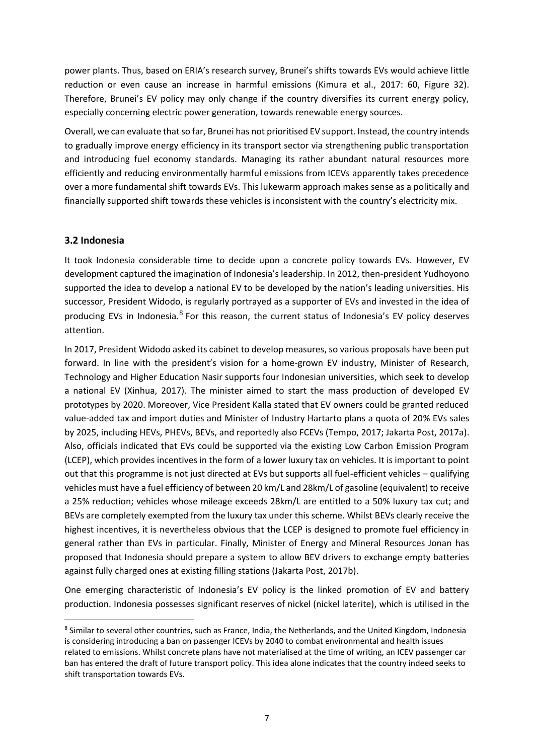power plants. Thus, based on ERIA's research survey, Brunei's shifts towards EVs would achieve little reduction or even cause an increase in harmful emissions (Kimura et al., 2017: 60, Figure 32). Therefore, Brunei's EV policy may only change if the country diversifies its current energy policy, especially concerning electric power generation, towards renewable energy sources.

Overall, we can evaluate that so far, Brunei has not prioritised EV support. Instead, the country intends to gradually improve energy efficiency in its transport sector via strengthening public transportation and introducing fuel economy standards. Managing its rather abundant natural resources more efficiently and reducing environmentally harmful emissions from ICEVs apparently takes precedence over a more fundamental shift towards EVs. This lukewarm approach makes sense as a politically and financially supported shift towards these vehicles is inconsistent with the country's electricity mix.

### 3.2 Indonesia

It took Indonesia considerable time to decide upon a concrete policy towards EVs. However, EV development captured the imagination of Indonesia's leadership. In 2012, then-president Yudhoyono supported the idea to develop a national EV to be developed by the nation's leading universities. His successor, President Widodo, is regularly portrayed as a supporter of EVs and invested in the idea of producing EVs in Indonesia.[8] For this reason, the current status of Indonesia's EV policy deserves attention.

In 2017, President Widodo asked its cabinet to develop measures, so various proposals have been put forward. In line with the president's vision for a home-grown EV industry, Minister of Research, Technology and Higher Education Nasir supports four Indonesian universities, which seek to develop a national EV (Xinhua, 2017). The minister aimed to start the mass production of developed EV prototypes by 2020. Moreover, Vice President Kalla stated that EV owners could be granted reduced value-added tax and import duties and Minister of Industry Hartarto plans a quota of 20% EVs sales by 2025, including HEVs, PHEVs, BEVs, and reportedly also FCEVs (Tempo, 2017; Jakarta Post, 2017a). Also, officials indicated that EVs could be supported via the existing Low Carbon Emission Program (LCEP), which provides incentives in the form of a lower luxury tax on vehicles. It is important to point out that this programme is not just directed at EVs but supports all fuel-efficient vehicles – qualifying vehicles must have a fuel efficiency of between 20 km/L and 28km/L of gasoline (equivalent) to receive a 25% reduction; vehicles whose mileage exceeds 28km/L are entitled to a 50% luxury tax cut; and BEVs are completely exempted from the luxury tax under this scheme. Whilst BEVs clearly receive the highest incentives, it is nevertheless obvious that the LCEP is designed to promote fuel efficiency in general rather than EVs in particular. Finally, Minister of Energy and Mineral Resources Jonan has proposed that Indonesia should prepare a system to allow BEV drivers to exchange empty batteries against fully charged ones at existing filling stations (Jakarta Post, 2017b).

One emerging characteristic of Indonesia's EV policy is the linked promotion of EV and battery production. Indonesia possesses significant reserves of nickel (nickel laterite), which is utilised in the

[8] Similar to several other countries, such as France, India, the Netherlands, and the United Kingdom, Indonesia is considering introducing a ban on passenger ICEVs by 2040 to combat environmental and health issues related to emissions. Whilst concrete plans have not materialised at the time of writing, an ICEV passenger car ban has entered the draft of future transport policy. This idea alone indicates that the country indeed seeks to shift transportation towards EVs.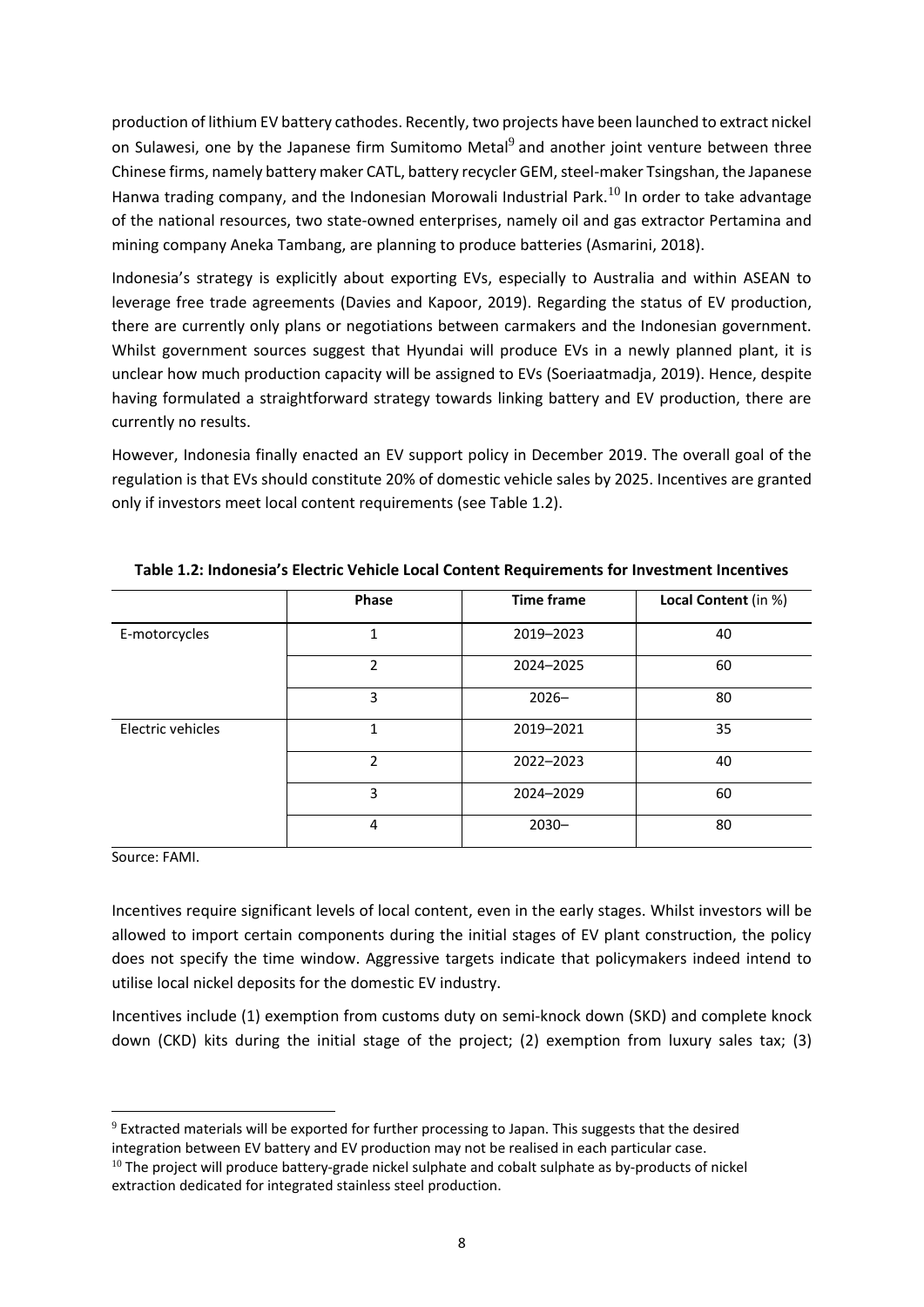production of lithium EV battery cathodes. Recently, two projects have been launched to extract nickel on Sulawesi, one by the Japanese firm Sumitomo Metal[9] and another joint venture between three Chinese firms, namely battery maker CATL, battery recycler GEM, steel-maker Tsingshan, the Japanese Hanwa trading company, and the Indonesian Morowali Industrial Park.[10] In order to take advantage of the national resources, two state-owned enterprises, namely oil and gas extractor Pertamina and mining company Aneka Tambang, are planning to produce batteries (Asmarini, 2018).

Indonesia's strategy is explicitly about exporting EVs, especially to Australia and within ASEAN to leverage free trade agreements (Davies and Kapoor, 2019). Regarding the status of EV production, there are currently only plans or negotiations between carmakers and the Indonesian government. Whilst government sources suggest that Hyundai will produce EVs in a newly planned plant, it is unclear how much production capacity will be assigned to EVs (Soeriaatmadja, 2019). Hence, despite having formulated a straightforward strategy towards linking battery and EV production, there are currently no results.

However, Indonesia finally enacted an EV support policy in December 2019. The overall goal of the regulation is that EVs should constitute 20% of domestic vehicle sales by 2025. Incentives are granted only if investors meet local content requirements (see Table 1.2).

**Table 1.2: Indonesia's Electric Vehicle Local Content Requirements for Investment Incentives**

| | Phase | Time frame | **Local Content** (in %) |
|---|---|---|---|
| E-motorcycles | 1 | 2019–2023 | 40 |
| | 2 | 2024–2025 | 60 |
| | 3 | 2026– | 80 |
| Electric vehicles | 1 | 2019–2021 | 35 |
| | 2 | 2022–2023 | 40 |
| | 3 | 2024–2029 | 60 |
| | 4 | 2030– | 80 |

Source: FAMI.

Incentives require significant levels of local content, even in the early stages. Whilst investors will be allowed to import certain components during the initial stages of EV plant construction, the policy does not specify the time window. Aggressive targets indicate that policymakers indeed intend to utilise local nickel deposits for the domestic EV industry.

Incentives include (1) exemption from customs duty on semi-knock down (SKD) and complete knock down (CKD) kits during the initial stage of the project; (2) exemption from luxury sales tax; (3)

[9] Extracted materials will be exported for further processing to Japan. This suggests that the desired integration between EV battery and EV production may not be realised in each particular case.

[10] The project will produce battery-grade nickel sulphate and cobalt sulphate as by-products of nickel extraction dedicated for integrated stainless steel production.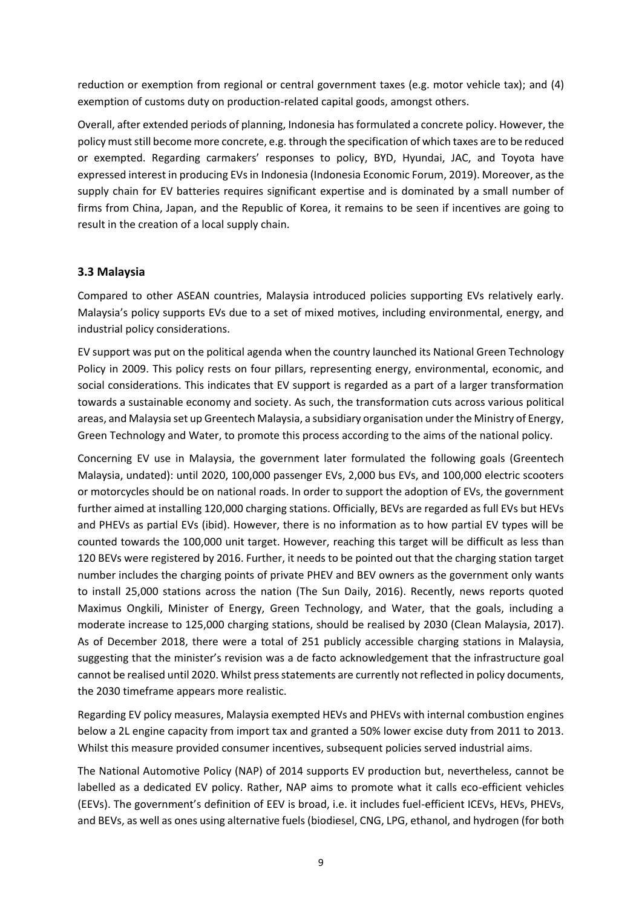reduction or exemption from regional or central government taxes (e.g. motor vehicle tax); and (4) exemption of customs duty on production-related capital goods, amongst others.

Overall, after extended periods of planning, Indonesia has formulated a concrete policy. However, the policy must still become more concrete, e.g. through the specification of which taxes are to be reduced or exempted. Regarding carmakers' responses to policy, BYD, Hyundai, JAC, and Toyota have expressed interest in producing EVs in Indonesia (Indonesia Economic Forum, 2019). Moreover, as the supply chain for EV batteries requires significant expertise and is dominated by a small number of firms from China, Japan, and the Republic of Korea, it remains to be seen if incentives are going to result in the creation of a local supply chain.

### 3.3 Malaysia

Compared to other ASEAN countries, Malaysia introduced policies supporting EVs relatively early. Malaysia's policy supports EVs due to a set of mixed motives, including environmental, energy, and industrial policy considerations.

EV support was put on the political agenda when the country launched its National Green Technology Policy in 2009. This policy rests on four pillars, representing energy, environmental, economic, and social considerations. This indicates that EV support is regarded as a part of a larger transformation towards a sustainable economy and society. As such, the transformation cuts across various political areas, and Malaysia set up Greentech Malaysia, a subsidiary organisation under the Ministry of Energy, Green Technology and Water, to promote this process according to the aims of the national policy.

Concerning EV use in Malaysia, the government later formulated the following goals (Greentech Malaysia, undated): until 2020, 100,000 passenger EVs, 2,000 bus EVs, and 100,000 electric scooters or motorcycles should be on national roads. In order to support the adoption of EVs, the government further aimed at installing 120,000 charging stations. Officially, BEVs are regarded as full EVs but HEVs and PHEVs as partial EVs (ibid). However, there is no information as to how partial EV types will be counted towards the 100,000 unit target. However, reaching this target will be difficult as less than 120 BEVs were registered by 2016. Further, it needs to be pointed out that the charging station target number includes the charging points of private PHEV and BEV owners as the government only wants to install 25,000 stations across the nation (The Sun Daily, 2016). Recently, news reports quoted Maximus Ongkili, Minister of Energy, Green Technology, and Water, that the goals, including a moderate increase to 125,000 charging stations, should be realised by 2030 (Clean Malaysia, 2017). As of December 2018, there were a total of 251 publicly accessible charging stations in Malaysia, suggesting that the minister's revision was a de facto acknowledgement that the infrastructure goal cannot be realised until 2020. Whilst press statements are currently not reflected in policy documents, the 2030 timeframe appears more realistic.

Regarding EV policy measures, Malaysia exempted HEVs and PHEVs with internal combustion engines below a 2L engine capacity from import tax and granted a 50% lower excise duty from 2011 to 2013. Whilst this measure provided consumer incentives, subsequent policies served industrial aims.

The National Automotive Policy (NAP) of 2014 supports EV production but, nevertheless, cannot be labelled as a dedicated EV policy. Rather, NAP aims to promote what it calls eco-efficient vehicles (EEVs). The government's definition of EEV is broad, i.e. it includes fuel-efficient ICEVs, HEVs, PHEVs, and BEVs, as well as ones using alternative fuels (biodiesel, CNG, LPG, ethanol, and hydrogen (for both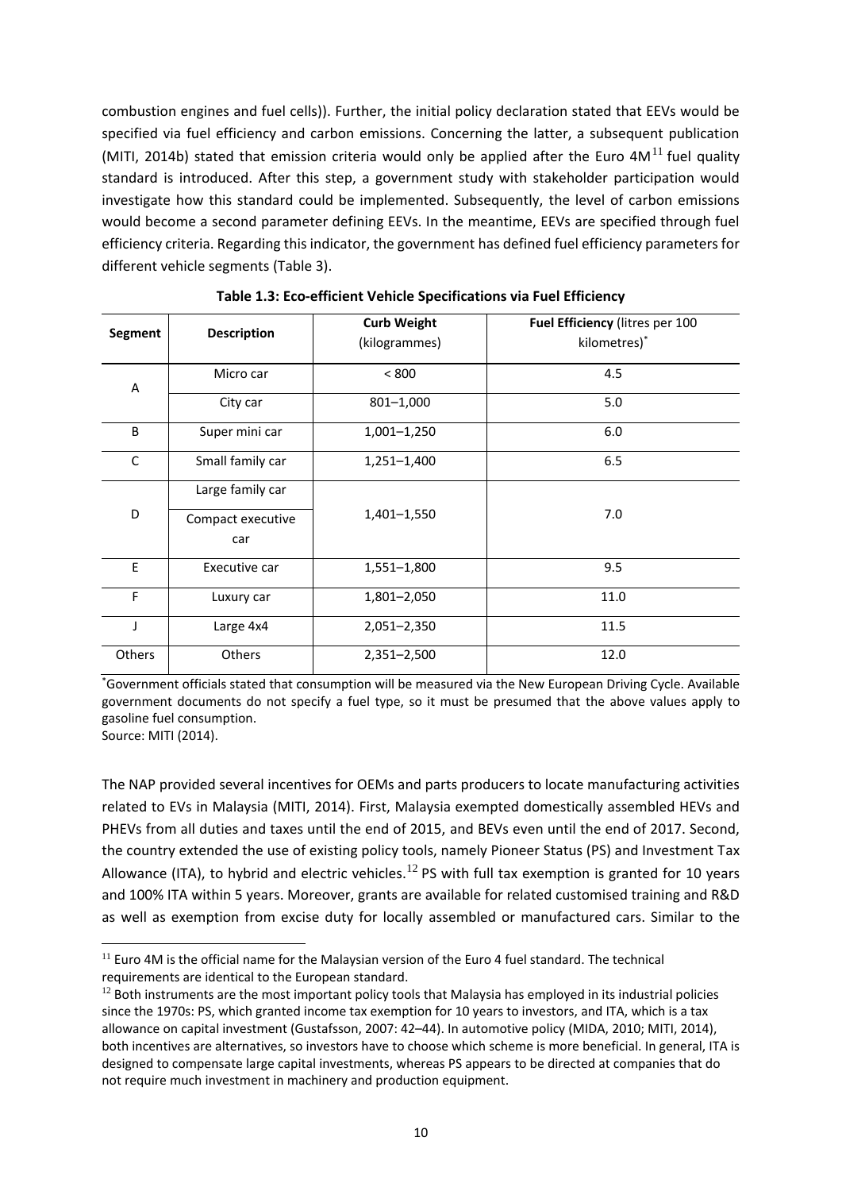combustion engines and fuel cells)). Further, the initial policy declaration stated that EEVs would be specified via fuel efficiency and carbon emissions. Concerning the latter, a subsequent publication (MITI, 2014b) stated that emission criteria would only be applied after the Euro 4M[11] fuel quality standard is introduced. After this step, a government study with stakeholder participation would investigate how this standard could be implemented. Subsequently, the level of carbon emissions would become a second parameter defining EEVs. In the meantime, EEVs are specified through fuel efficiency criteria. Regarding this indicator, the government has defined fuel efficiency parameters for different vehicle segments (Table 3).

**Table 1.3: Eco-efficient Vehicle Specifications via Fuel Efficiency**

| Segment | Description | Curb Weight (kilogrammes) | Fuel Efficiency (litres per 100 kilometres)* |
|---|---|---|---|
| A | Micro car | < 800 | 4.5 |
| | City car | 801–1,000 | 5.0 |
| B | Super mini car | 1,001–1,250 | 6.0 |
| C | Small family car | 1,251–1,400 | 6.5 |
| D | Large family car<br>Compact executive car | 1,401–1,550 | 7.0 |
| E | Executive car | 1,551–1,800 | 9.5 |
| F | Luxury car | 1,801–2,050 | 11.0 |
| J | Large 4x4 | 2,051–2,350 | 11.5 |
| Others | Others | 2,351–2,500 | 12.0 |

*Government officials stated that consumption will be measured via the New European Driving Cycle. Available government documents do not specify a fuel type, so it must be presumed that the above values apply to gasoline fuel consumption.
Source: MITI (2014).

The NAP provided several incentives for OEMs and parts producers to locate manufacturing activities related to EVs in Malaysia (MITI, 2014). First, Malaysia exempted domestically assembled HEVs and PHEVs from all duties and taxes until the end of 2015, and BEVs even until the end of 2017. Second, the country extended the use of existing policy tools, namely Pioneer Status (PS) and Investment Tax Allowance (ITA), to hybrid and electric vehicles.[12] PS with full tax exemption is granted for 10 years and 100% ITA within 5 years. Moreover, grants are available for related customised training and R&D as well as exemption from excise duty for locally assembled or manufactured cars. Similar to the

[11] Euro 4M is the official name for the Malaysian version of the Euro 4 fuel standard. The technical requirements are identical to the European standard.

[12] Both instruments are the most important policy tools that Malaysia has employed in its industrial policies since the 1970s: PS, which granted income tax exemption for 10 years to investors, and ITA, which is a tax allowance on capital investment (Gustafsson, 2007: 42–44). In automotive policy (MIDA, 2010; MITI, 2014), both incentives are alternatives, so investors have to choose which scheme is more beneficial. In general, ITA is designed to compensate large capital investments, whereas PS appears to be directed at companies that do not require much investment in machinery and production equipment.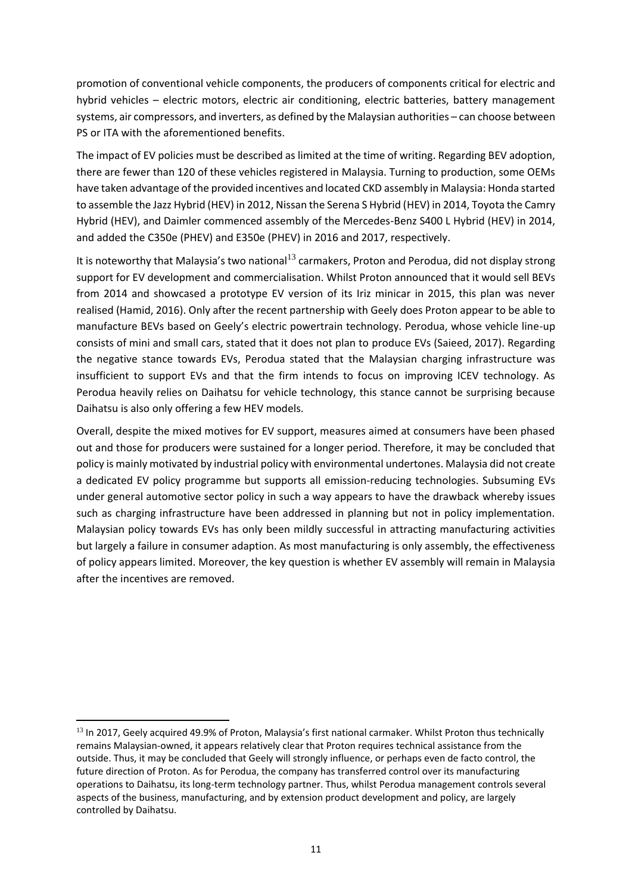promotion of conventional vehicle components, the producers of components critical for electric and hybrid vehicles – electric motors, electric air conditioning, electric batteries, battery management systems, air compressors, and inverters, as defined by the Malaysian authorities – can choose between PS or ITA with the aforementioned benefits.

The impact of EV policies must be described as limited at the time of writing. Regarding BEV adoption, there are fewer than 120 of these vehicles registered in Malaysia. Turning to production, some OEMs have taken advantage of the provided incentives and located CKD assembly in Malaysia: Honda started to assemble the Jazz Hybrid (HEV) in 2012, Nissan the Serena S Hybrid (HEV) in 2014, Toyota the Camry Hybrid (HEV), and Daimler commenced assembly of the Mercedes-Benz S400 L Hybrid (HEV) in 2014, and added the C350e (PHEV) and E350e (PHEV) in 2016 and 2017, respectively.

It is noteworthy that Malaysia's two national[13] carmakers, Proton and Perodua, did not display strong support for EV development and commercialisation. Whilst Proton announced that it would sell BEVs from 2014 and showcased a prototype EV version of its Iriz minicar in 2015, this plan was never realised (Hamid, 2016). Only after the recent partnership with Geely does Proton appear to be able to manufacture BEVs based on Geely's electric powertrain technology. Perodua, whose vehicle line-up consists of mini and small cars, stated that it does not plan to produce EVs (Saieed, 2017). Regarding the negative stance towards EVs, Perodua stated that the Malaysian charging infrastructure was insufficient to support EVs and that the firm intends to focus on improving ICEV technology. As Perodua heavily relies on Daihatsu for vehicle technology, this stance cannot be surprising because Daihatsu is also only offering a few HEV models.

Overall, despite the mixed motives for EV support, measures aimed at consumers have been phased out and those for producers were sustained for a longer period. Therefore, it may be concluded that policy is mainly motivated by industrial policy with environmental undertones. Malaysia did not create a dedicated EV policy programme but supports all emission-reducing technologies. Subsuming EVs under general automotive sector policy in such a way appears to have the drawback whereby issues such as charging infrastructure have been addressed in planning but not in policy implementation. Malaysian policy towards EVs has only been mildly successful in attracting manufacturing activities but largely a failure in consumer adaption. As most manufacturing is only assembly, the effectiveness of policy appears limited. Moreover, the key question is whether EV assembly will remain in Malaysia after the incentives are removed.

[13] In 2017, Geely acquired 49.9% of Proton, Malaysia's first national carmaker. Whilst Proton thus technically remains Malaysian-owned, it appears relatively clear that Proton requires technical assistance from the outside. Thus, it may be concluded that Geely will strongly influence, or perhaps even de facto control, the future direction of Proton. As for Perodua, the company has transferred control over its manufacturing operations to Daihatsu, its long-term technology partner. Thus, whilst Perodua management controls several aspects of the business, manufacturing, and by extension product development and policy, are largely controlled by Daihatsu.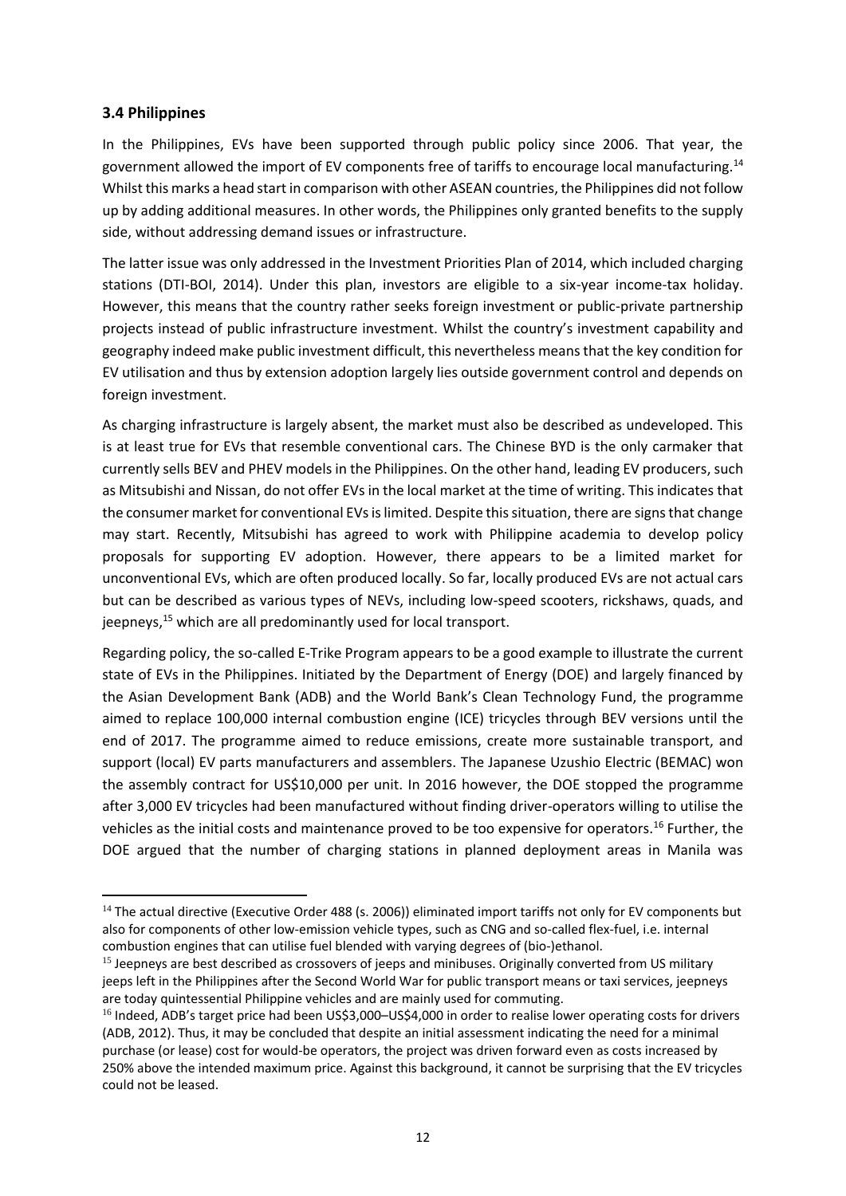### 3.4 Philippines

In the Philippines, EVs have been supported through public policy since 2006. That year, the government allowed the import of EV components free of tariffs to encourage local manufacturing.[14] Whilst this marks a head start in comparison with other ASEAN countries, the Philippines did not follow up by adding additional measures. In other words, the Philippines only granted benefits to the supply side, without addressing demand issues or infrastructure.

The latter issue was only addressed in the Investment Priorities Plan of 2014, which included charging stations (DTI-BOI, 2014). Under this plan, investors are eligible to a six-year income-tax holiday. However, this means that the country rather seeks foreign investment or public-private partnership projects instead of public infrastructure investment. Whilst the country's investment capability and geography indeed make public investment difficult, this nevertheless means that the key condition for EV utilisation and thus by extension adoption largely lies outside government control and depends on foreign investment.

As charging infrastructure is largely absent, the market must also be described as undeveloped. This is at least true for EVs that resemble conventional cars. The Chinese BYD is the only carmaker that currently sells BEV and PHEV models in the Philippines. On the other hand, leading EV producers, such as Mitsubishi and Nissan, do not offer EVs in the local market at the time of writing. This indicates that the consumer market for conventional EVs is limited. Despite this situation, there are signs that change may start. Recently, Mitsubishi has agreed to work with Philippine academia to develop policy proposals for supporting EV adoption. However, there appears to be a limited market for unconventional EVs, which are often produced locally. So far, locally produced EVs are not actual cars but can be described as various types of NEVs, including low-speed scooters, rickshaws, quads, and jeepneys,[15] which are all predominantly used for local transport.

Regarding policy, the so-called E-Trike Program appears to be a good example to illustrate the current state of EVs in the Philippines. Initiated by the Department of Energy (DOE) and largely financed by the Asian Development Bank (ADB) and the World Bank's Clean Technology Fund, the programme aimed to replace 100,000 internal combustion engine (ICE) tricycles through BEV versions until the end of 2017. The programme aimed to reduce emissions, create more sustainable transport, and support (local) EV parts manufacturers and assemblers. The Japanese Uzushio Electric (BEMAC) won the assembly contract for US$10,000 per unit. In 2016 however, the DOE stopped the programme after 3,000 EV tricycles had been manufactured without finding driver-operators willing to utilise the vehicles as the initial costs and maintenance proved to be too expensive for operators.[16] Further, the DOE argued that the number of charging stations in planned deployment areas in Manila was

[14] The actual directive (Executive Order 488 (s. 2006)) eliminated import tariffs not only for EV components but also for components of other low-emission vehicle types, such as CNG and so-called flex-fuel, i.e. internal combustion engines that can utilise fuel blended with varying degrees of (bio-)ethanol.

[15] Jeepneys are best described as crossovers of jeeps and minibuses. Originally converted from US military jeeps left in the Philippines after the Second World War for public transport means or taxi services, jeepneys are today quintessential Philippine vehicles and are mainly used for commuting.

[16] Indeed, ADB's target price had been US$3,000–US$4,000 in order to realise lower operating costs for drivers (ADB, 2012). Thus, it may be concluded that despite an initial assessment indicating the need for a minimal purchase (or lease) cost for would-be operators, the project was driven forward even as costs increased by 250% above the intended maximum price. Against this background, it cannot be surprising that the EV tricycles could not be leased.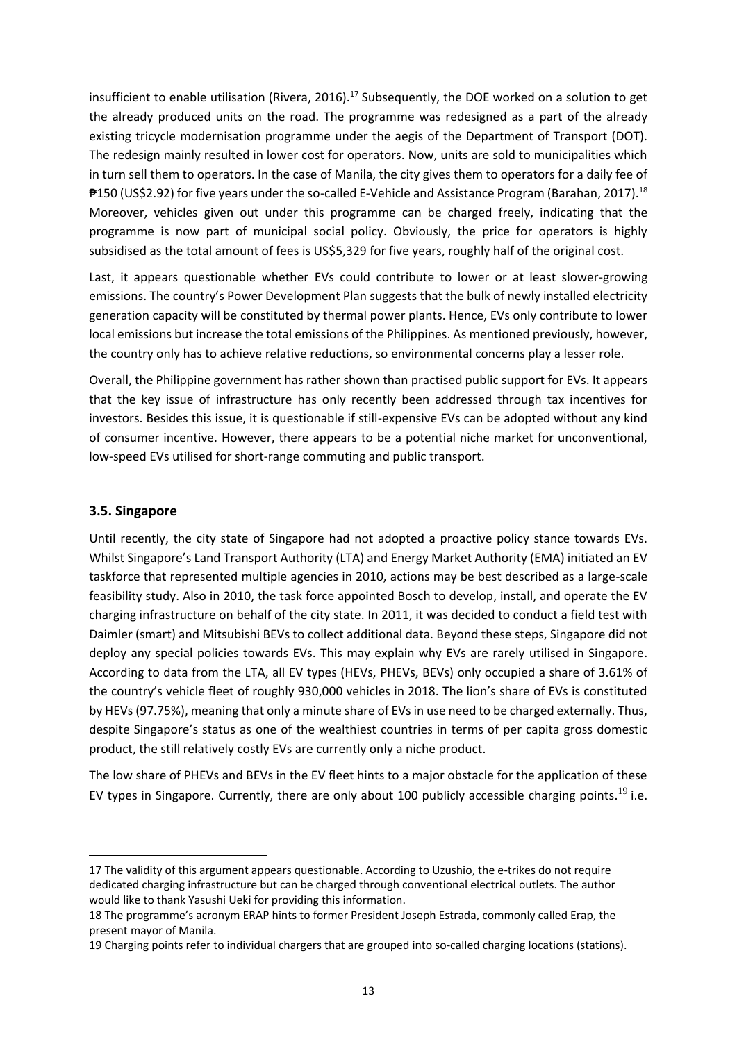insufficient to enable utilisation (Rivera, 2016).[17] Subsequently, the DOE worked on a solution to get the already produced units on the road. The programme was redesigned as a part of the already existing tricycle modernisation programme under the aegis of the Department of Transport (DOT). The redesign mainly resulted in lower cost for operators. Now, units are sold to municipalities which in turn sell them to operators. In the case of Manila, the city gives them to operators for a daily fee of ₱150 (US$2.92) for five years under the so-called E-Vehicle and Assistance Program (Barahan, 2017).[18] Moreover, vehicles given out under this programme can be charged freely, indicating that the programme is now part of municipal social policy. Obviously, the price for operators is highly subsidised as the total amount of fees is US$5,329 for five years, roughly half of the original cost.

Last, it appears questionable whether EVs could contribute to lower or at least slower-growing emissions. The country's Power Development Plan suggests that the bulk of newly installed electricity generation capacity will be constituted by thermal power plants. Hence, EVs only contribute to lower local emissions but increase the total emissions of the Philippines. As mentioned previously, however, the country only has to achieve relative reductions, so environmental concerns play a lesser role.

Overall, the Philippine government has rather shown than practised public support for EVs. It appears that the key issue of infrastructure has only recently been addressed through tax incentives for investors. Besides this issue, it is questionable if still-expensive EVs can be adopted without any kind of consumer incentive. However, there appears to be a potential niche market for unconventional, low-speed EVs utilised for short-range commuting and public transport.

### 3.5. Singapore

Until recently, the city state of Singapore had not adopted a proactive policy stance towards EVs. Whilst Singapore's Land Transport Authority (LTA) and Energy Market Authority (EMA) initiated an EV taskforce that represented multiple agencies in 2010, actions may be best described as a large-scale feasibility study. Also in 2010, the task force appointed Bosch to develop, install, and operate the EV charging infrastructure on behalf of the city state. In 2011, it was decided to conduct a field test with Daimler (smart) and Mitsubishi BEVs to collect additional data. Beyond these steps, Singapore did not deploy any special policies towards EVs. This may explain why EVs are rarely utilised in Singapore. According to data from the LTA, all EV types (HEVs, PHEVs, BEVs) only occupied a share of 3.61% of the country's vehicle fleet of roughly 930,000 vehicles in 2018. The lion's share of EVs is constituted by HEVs (97.75%), meaning that only a minute share of EVs in use need to be charged externally. Thus, despite Singapore's status as one of the wealthiest countries in terms of per capita gross domestic product, the still relatively costly EVs are currently only a niche product.

The low share of PHEVs and BEVs in the EV fleet hints to a major obstacle for the application of these EV types in Singapore. Currently, there are only about 100 publicly accessible charging points.[19] i.e.

---

17 The validity of this argument appears questionable. According to Uzushio, the e-trikes do not require dedicated charging infrastructure but can be charged through conventional electrical outlets. The author would like to thank Yasushi Ueki for providing this information.

18 The programme's acronym ERAP hints to former President Joseph Estrada, commonly called Erap, the present mayor of Manila.

19 Charging points refer to individual chargers that are grouped into so-called charging locations (stations).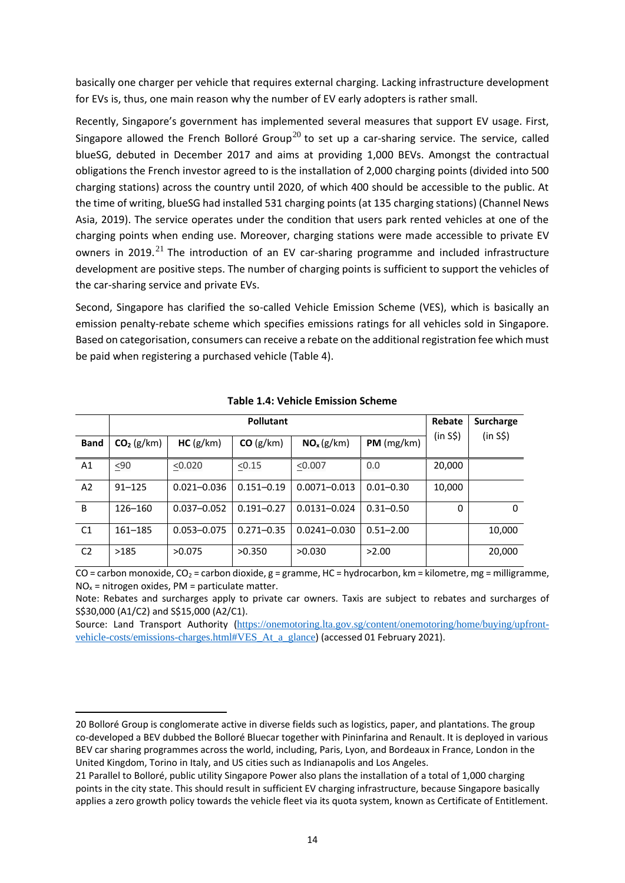basically one charger per vehicle that requires external charging. Lacking infrastructure development for EVs is, thus, one main reason why the number of EV early adopters is rather small.

Recently, Singapore's government has implemented several measures that support EV usage. First, Singapore allowed the French Bolloré Group[20] to set up a car-sharing service. The service, called blueSG, debuted in December 2017 and aims at providing 1,000 BEVs. Amongst the contractual obligations the French investor agreed to is the installation of 2,000 charging points (divided into 500 charging stations) across the country until 2020, of which 400 should be accessible to the public. At the time of writing, blueSG had installed 531 charging points (at 135 charging stations) (Channel News Asia, 2019). The service operates under the condition that users park rented vehicles at one of the charging points when ending use. Moreover, charging stations were made accessible to private EV owners in 2019.[21] The introduction of an EV car-sharing programme and included infrastructure development are positive steps. The number of charging points is sufficient to support the vehicles of the car-sharing service and private EVs.

Second, Singapore has clarified the so-called Vehicle Emission Scheme (VES), which is basically an emission penalty-rebate scheme which specifies emissions ratings for all vehicles sold in Singapore. Based on categorisation, consumers can receive a rebate on the additional registration fee which must be paid when registering a purchased vehicle (Table 4).

**Table 1.4: Vehicle Emission Scheme**

| | Pollutant | | | | | Rebate (in S$) | Surcharge (in S$) |
|---|---|---|---|---|---|---|---|
| **Band** | **$CO_2$** (g/km) | **HC** (g/km) | **CO** (g/km) | **$NO_x$** (g/km) | **PM** (mg/km) | | |
| A1 | ≤90 | ≤0.020 | ≤0.15 | ≤0.007 | 0.0 | 20,000 | |
| A2 | 91–125 | 0.021–0.036 | 0.151–0.19 | 0.0071–0.013 | 0.01–0.30 | 10,000 | |
| B | 126–160 | 0.037–0.052 | 0.191–0.27 | 0.0131–0.024 | 0.31–0.50 | 0 | 0 |
| C1 | 161–185 | 0.053–0.075 | 0.271–0.35 | 0.0241–0.030 | 0.51–2.00 | | 10,000 |
| C2 | >185 | >0.075 | >0.350 | >0.030 | >2.00 | | 20,000 |

CO = carbon monoxide, $CO_2$ = carbon dioxide, g = gramme, HC = hydrocarbon, km = kilometre, mg = milligramme, $NO_x$ = nitrogen oxides, PM = particulate matter.

Note: Rebates and surcharges apply to private car owners. Taxis are subject to rebates and surcharges of S$30,000 (A1/C2) and S$15,000 (A2/C1).

Source: Land Transport Authority (https://onemotoring.lta.gov.sg/content/onemotoring/home/buying/upfront-vehicle-costs/emissions-charges.html#VES_At_a_glance) (accessed 01 February 2021).

---

20 Bolloré Group is conglomerate active in diverse fields such as logistics, paper, and plantations. The group co-developed a BEV dubbed the Bolloré Bluecar together with Pininfarina and Renault. It is deployed in various BEV car sharing programmes across the world, including, Paris, Lyon, and Bordeaux in France, London in the United Kingdom, Torino in Italy, and US cities such as Indianapolis and Los Angeles.

21 Parallel to Bolloré, public utility Singapore Power also plans the installation of a total of 1,000 charging points in the city state. This should result in sufficient EV charging infrastructure, because Singapore basically applies a zero growth policy towards the vehicle fleet via its quota system, known as Certificate of Entitlement.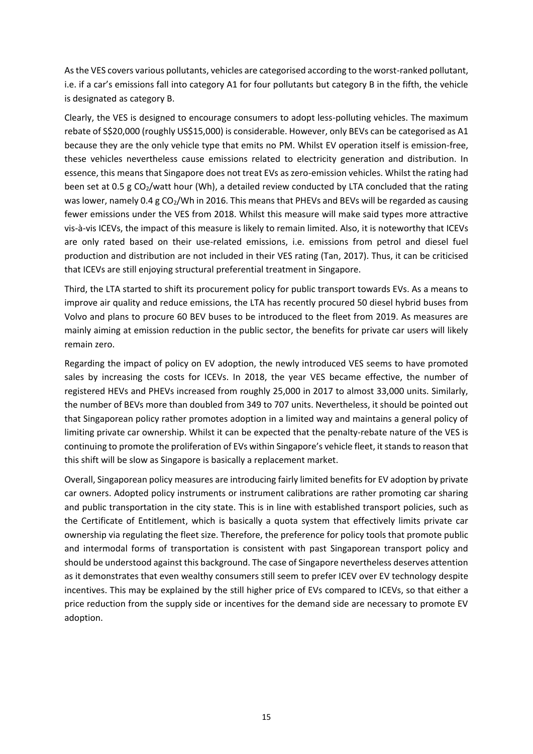As the VES covers various pollutants, vehicles are categorised according to the worst-ranked pollutant, i.e. if a car's emissions fall into category A1 for four pollutants but category B in the fifth, the vehicle is designated as category B.

Clearly, the VES is designed to encourage consumers to adopt less-polluting vehicles. The maximum rebate of S$20,000 (roughly US$15,000) is considerable. However, only BEVs can be categorised as A1 because they are the only vehicle type that emits no PM. Whilst EV operation itself is emission-free, these vehicles nevertheless cause emissions related to electricity generation and distribution. In essence, this means that Singapore does not treat EVs as zero-emission vehicles. Whilst the rating had been set at 0.5 g $CO_2$/watt hour (Wh), a detailed review conducted by LTA concluded that the rating was lower, namely 0.4 g $CO_2$/Wh in 2016. This means that PHEVs and BEVs will be regarded as causing fewer emissions under the VES from 2018. Whilst this measure will make said types more attractive vis-à-vis ICEVs, the impact of this measure is likely to remain limited. Also, it is noteworthy that ICEVs are only rated based on their use-related emissions, i.e. emissions from petrol and diesel fuel production and distribution are not included in their VES rating (Tan, 2017). Thus, it can be criticised that ICEVs are still enjoying structural preferential treatment in Singapore.

Third, the LTA started to shift its procurement policy for public transport towards EVs. As a means to improve air quality and reduce emissions, the LTA has recently procured 50 diesel hybrid buses from Volvo and plans to procure 60 BEV buses to be introduced to the fleet from 2019. As measures are mainly aiming at emission reduction in the public sector, the benefits for private car users will likely remain zero.

Regarding the impact of policy on EV adoption, the newly introduced VES seems to have promoted sales by increasing the costs for ICEVs. In 2018, the year VES became effective, the number of registered HEVs and PHEVs increased from roughly 25,000 in 2017 to almost 33,000 units. Similarly, the number of BEVs more than doubled from 349 to 707 units. Nevertheless, it should be pointed out that Singaporean policy rather promotes adoption in a limited way and maintains a general policy of limiting private car ownership. Whilst it can be expected that the penalty-rebate nature of the VES is continuing to promote the proliferation of EVs within Singapore's vehicle fleet, it stands to reason that this shift will be slow as Singapore is basically a replacement market.

Overall, Singaporean policy measures are introducing fairly limited benefits for EV adoption by private car owners. Adopted policy instruments or instrument calibrations are rather promoting car sharing and public transportation in the city state. This is in line with established transport policies, such as the Certificate of Entitlement, which is basically a quota system that effectively limits private car ownership via regulating the fleet size. Therefore, the preference for policy tools that promote public and intermodal forms of transportation is consistent with past Singaporean transport policy and should be understood against this background. The case of Singapore nevertheless deserves attention as it demonstrates that even wealthy consumers still seem to prefer ICEV over EV technology despite incentives. This may be explained by the still higher price of EVs compared to ICEVs, so that either a price reduction from the supply side or incentives for the demand side are necessary to promote EV adoption.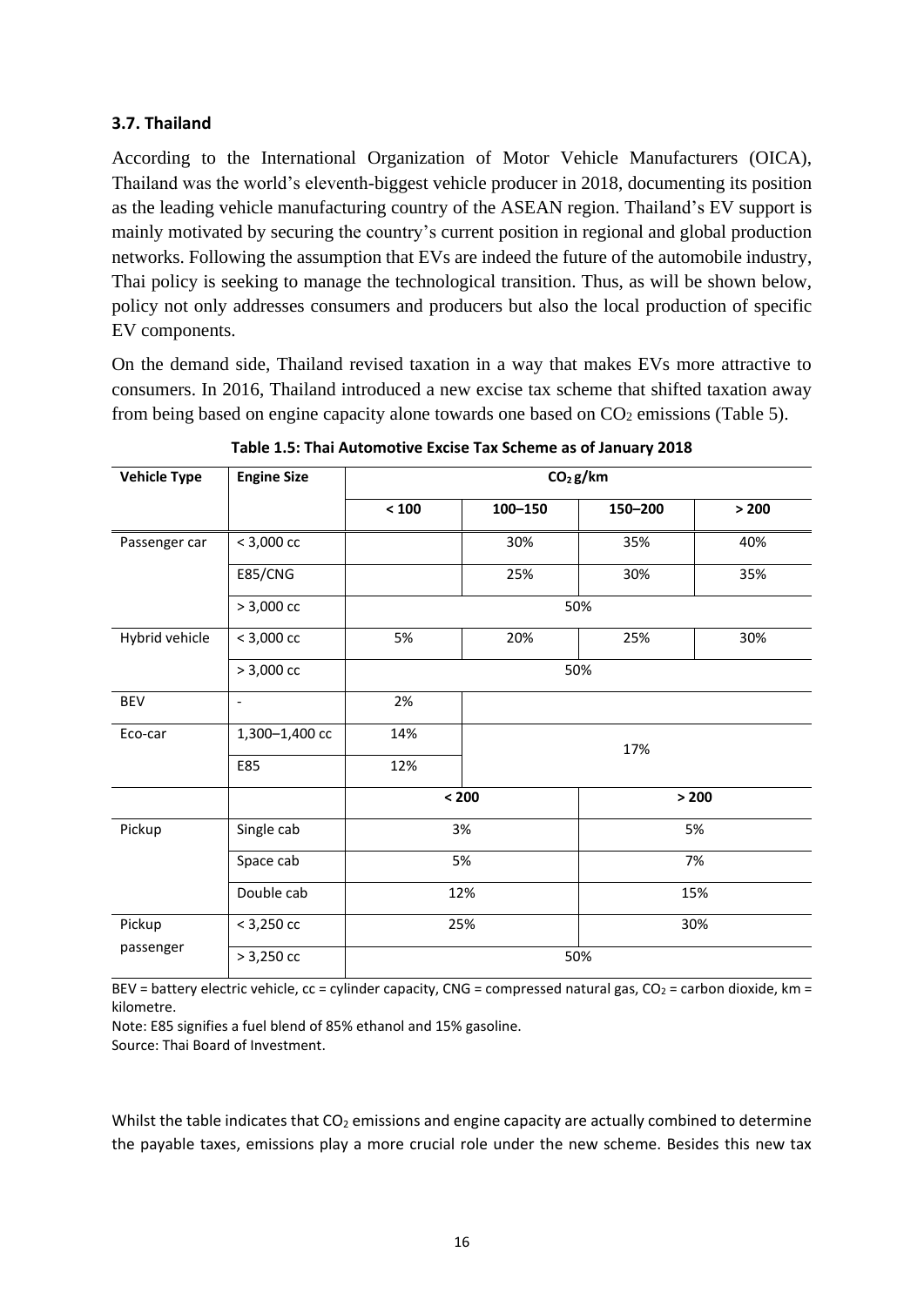### 3.7. Thailand

According to the International Organization of Motor Vehicle Manufacturers (OICA), Thailand was the world's eleventh-biggest vehicle producer in 2018, documenting its position as the leading vehicle manufacturing country of the ASEAN region. Thailand's EV support is mainly motivated by securing the country's current position in regional and global production networks. Following the assumption that EVs are indeed the future of the automobile industry, Thai policy is seeking to manage the technological transition. Thus, as will be shown below, policy not only addresses consumers and producers but also the local production of specific EV components.

On the demand side, Thailand revised taxation in a way that makes EVs more attractive to consumers. In 2016, Thailand introduced a new excise tax scheme that shifted taxation away from being based on engine capacity alone towards one based on $CO_2$ emissions (Table 5).

**Table 1.5: Thai Automotive Excise Tax Scheme as of January 2018**

| Vehicle Type | Engine Size | $CO_2$ g/km | | | |
|---|---|---|---|---|---|
| | | < 100 | 100–150 | 150–200 | > 200 |
| Passenger car | < 3,000 cc | | 30% | 35% | 40% |
| | E85/CNG | | 25% | 30% | 35% |
| | > 3,000 cc | 50% | | | |
| Hybrid vehicle | < 3,000 cc | 5% | 20% | 25% | 30% |
| | > 3,000 cc | 50% | | | |
| BEV | - | 2% | | | |
| Eco-car | 1,300–1,400 cc | 14% | 17% | | |
| | E85 | 12% | | | |
| | | < 200 | | > 200 | |
| Pickup | Single cab | 3% | | 5% | |
| | Space cab | 5% | | 7% | |
| | Double cab | 12% | | 15% | |
| Pickup passenger | < 3,250 cc | 25% | | 30% | |
| | > 3,250 cc | 50% | | | |

BEV = battery electric vehicle, cc = cylinder capacity, CNG = compressed natural gas, $CO_2$ = carbon dioxide, km = kilometre.

Note: E85 signifies a fuel blend of 85% ethanol and 15% gasoline.

Source: Thai Board of Investment.

Whilst the table indicates that $CO_2$ emissions and engine capacity are actually combined to determine the payable taxes, emissions play a more crucial role under the new scheme. Besides this new tax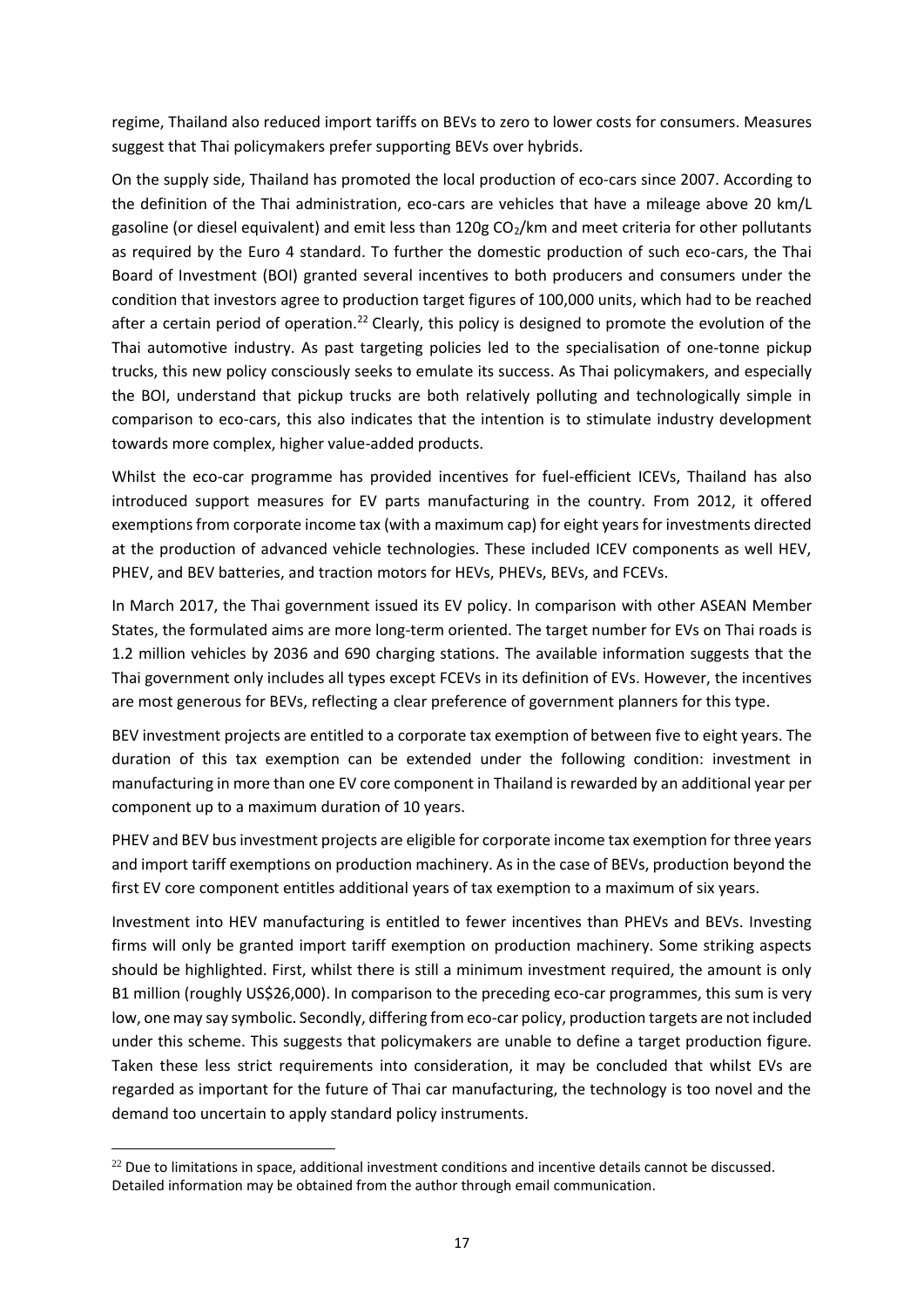regime, Thailand also reduced import tariffs on BEVs to zero to lower costs for consumers. Measures suggest that Thai policymakers prefer supporting BEVs over hybrids.

On the supply side, Thailand has promoted the local production of eco-cars since 2007. According to the definition of the Thai administration, eco-cars are vehicles that have a mileage above 20 km/L gasoline (or diesel equivalent) and emit less than 120g $CO_2$/km and meet criteria for other pollutants as required by the Euro 4 standard. To further the domestic production of such eco-cars, the Thai Board of Investment (BOI) granted several incentives to both producers and consumers under the condition that investors agree to production target figures of 100,000 units, which had to be reached after a certain period of operation.[22] Clearly, this policy is designed to promote the evolution of the Thai automotive industry. As past targeting policies led to the specialisation of one-tonne pickup trucks, this new policy consciously seeks to emulate its success. As Thai policymakers, and especially the BOI, understand that pickup trucks are both relatively polluting and technologically simple in comparison to eco-cars, this also indicates that the intention is to stimulate industry development towards more complex, higher value-added products.

Whilst the eco-car programme has provided incentives for fuel-efficient ICEVs, Thailand has also introduced support measures for EV parts manufacturing in the country. From 2012, it offered exemptions from corporate income tax (with a maximum cap) for eight years for investments directed at the production of advanced vehicle technologies. These included ICEV components as well HEV, PHEV, and BEV batteries, and traction motors for HEVs, PHEVs, BEVs, and FCEVs.

In March 2017, the Thai government issued its EV policy. In comparison with other ASEAN Member States, the formulated aims are more long-term oriented. The target number for EVs on Thai roads is 1.2 million vehicles by 2036 and 690 charging stations. The available information suggests that the Thai government only includes all types except FCEVs in its definition of EVs. However, the incentives are most generous for BEVs, reflecting a clear preference of government planners for this type.

BEV investment projects are entitled to a corporate tax exemption of between five to eight years. The duration of this tax exemption can be extended under the following condition: investment in manufacturing in more than one EV core component in Thailand is rewarded by an additional year per component up to a maximum duration of 10 years.

PHEV and BEV bus investment projects are eligible for corporate income tax exemption for three years and import tariff exemptions on production machinery. As in the case of BEVs, production beyond the first EV core component entitles additional years of tax exemption to a maximum of six years.

Investment into HEV manufacturing is entitled to fewer incentives than PHEVs and BEVs. Investing firms will only be granted import tariff exemption on production machinery. Some striking aspects should be highlighted. First, whilst there is still a minimum investment required, the amount is only B1 million (roughly US$26,000). In comparison to the preceding eco-car programmes, this sum is very low, one may say symbolic. Secondly, differing from eco-car policy, production targets are not included under this scheme. This suggests that policymakers are unable to define a target production figure. Taken these less strict requirements into consideration, it may be concluded that whilst EVs are regarded as important for the future of Thai car manufacturing, the technology is too novel and the demand too uncertain to apply standard policy instruments.

[22] Due to limitations in space, additional investment conditions and incentive details cannot be discussed. Detailed information may be obtained from the author through email communication.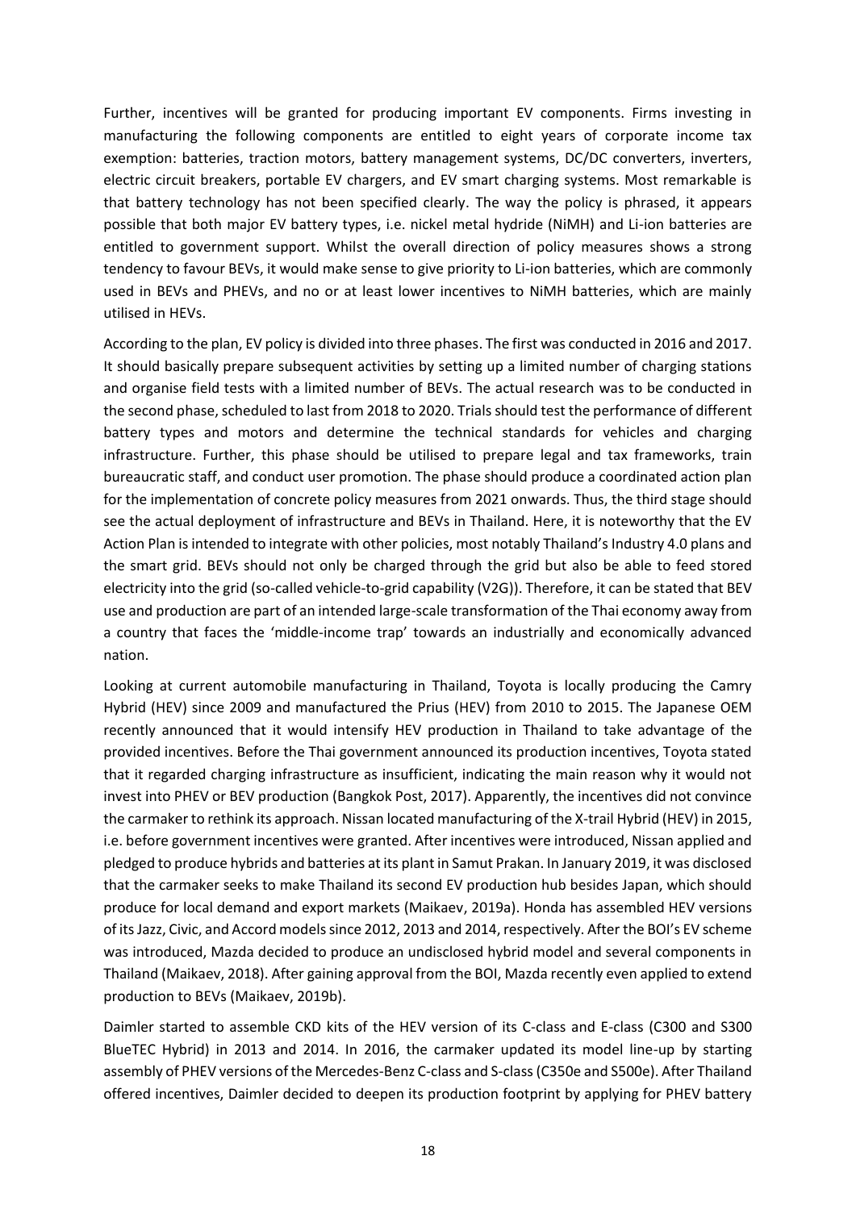Further, incentives will be granted for producing important EV components. Firms investing in manufacturing the following components are entitled to eight years of corporate income tax exemption: batteries, traction motors, battery management systems, DC/DC converters, inverters, electric circuit breakers, portable EV chargers, and EV smart charging systems. Most remarkable is that battery technology has not been specified clearly. The way the policy is phrased, it appears possible that both major EV battery types, i.e. nickel metal hydride (NiMH) and Li-ion batteries are entitled to government support. Whilst the overall direction of policy measures shows a strong tendency to favour BEVs, it would make sense to give priority to Li-ion batteries, which are commonly used in BEVs and PHEVs, and no or at least lower incentives to NiMH batteries, which are mainly utilised in HEVs.

According to the plan, EV policy is divided into three phases. The first was conducted in 2016 and 2017. It should basically prepare subsequent activities by setting up a limited number of charging stations and organise field tests with a limited number of BEVs. The actual research was to be conducted in the second phase, scheduled to last from 2018 to 2020. Trials should test the performance of different battery types and motors and determine the technical standards for vehicles and charging infrastructure. Further, this phase should be utilised to prepare legal and tax frameworks, train bureaucratic staff, and conduct user promotion. The phase should produce a coordinated action plan for the implementation of concrete policy measures from 2021 onwards. Thus, the third stage should see the actual deployment of infrastructure and BEVs in Thailand. Here, it is noteworthy that the EV Action Plan is intended to integrate with other policies, most notably Thailand's Industry 4.0 plans and the smart grid. BEVs should not only be charged through the grid but also be able to feed stored electricity into the grid (so-called vehicle-to-grid capability (V2G)). Therefore, it can be stated that BEV use and production are part of an intended large-scale transformation of the Thai economy away from a country that faces the 'middle-income trap' towards an industrially and economically advanced nation.

Looking at current automobile manufacturing in Thailand, Toyota is locally producing the Camry Hybrid (HEV) since 2009 and manufactured the Prius (HEV) from 2010 to 2015. The Japanese OEM recently announced that it would intensify HEV production in Thailand to take advantage of the provided incentives. Before the Thai government announced its production incentives, Toyota stated that it regarded charging infrastructure as insufficient, indicating the main reason why it would not invest into PHEV or BEV production (Bangkok Post, 2017). Apparently, the incentives did not convince the carmaker to rethink its approach. Nissan located manufacturing of the X-trail Hybrid (HEV) in 2015, i.e. before government incentives were granted. After incentives were introduced, Nissan applied and pledged to produce hybrids and batteries at its plant in Samut Prakan. In January 2019, it was disclosed that the carmaker seeks to make Thailand its second EV production hub besides Japan, which should produce for local demand and export markets (Maikaev, 2019a). Honda has assembled HEV versions of its Jazz, Civic, and Accord models since 2012, 2013 and 2014, respectively. After the BOI's EV scheme was introduced, Mazda decided to produce an undisclosed hybrid model and several components in Thailand (Maikaev, 2018). After gaining approval from the BOI, Mazda recently even applied to extend production to BEVs (Maikaev, 2019b).

Daimler started to assemble CKD kits of the HEV version of its C-class and E-class (C300 and S300 BlueTEC Hybrid) in 2013 and 2014. In 2016, the carmaker updated its model line-up by starting assembly of PHEV versions of the Mercedes-Benz C-class and S-class (C350e and S500e). After Thailand offered incentives, Daimler decided to deepen its production footprint by applying for PHEV battery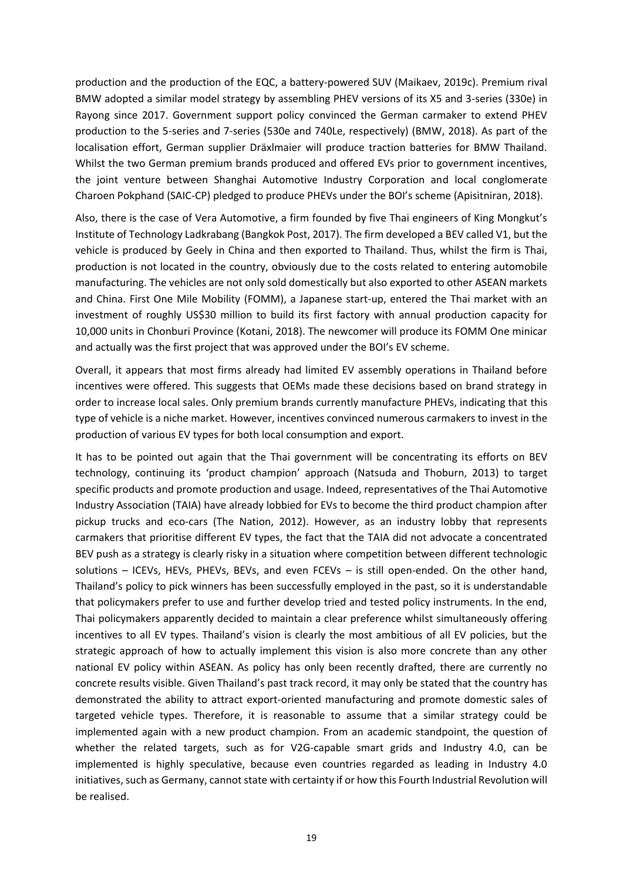production and the production of the EQC, a battery-powered SUV (Maikaev, 2019c). Premium rival BMW adopted a similar model strategy by assembling PHEV versions of its X5 and 3-series (330e) in Rayong since 2017. Government support policy convinced the German carmaker to extend PHEV production to the 5-series and 7-series (530e and 740Le, respectively) (BMW, 2018). As part of the localisation effort, German supplier Dräxlmaier will produce traction batteries for BMW Thailand. Whilst the two German premium brands produced and offered EVs prior to government incentives, the joint venture between Shanghai Automotive Industry Corporation and local conglomerate Charoen Pokphand (SAIC-CP) pledged to produce PHEVs under the BOI's scheme (Apisitniran, 2018).

Also, there is the case of Vera Automotive, a firm founded by five Thai engineers of King Mongkut's Institute of Technology Ladkrabang (Bangkok Post, 2017). The firm developed a BEV called V1, but the vehicle is produced by Geely in China and then exported to Thailand. Thus, whilst the firm is Thai, production is not located in the country, obviously due to the costs related to entering automobile manufacturing. The vehicles are not only sold domestically but also exported to other ASEAN markets and China. First One Mile Mobility (FOMM), a Japanese start-up, entered the Thai market with an investment of roughly US$30 million to build its first factory with annual production capacity for 10,000 units in Chonburi Province (Kotani, 2018). The newcomer will produce its FOMM One minicar and actually was the first project that was approved under the BOI's EV scheme.

Overall, it appears that most firms already had limited EV assembly operations in Thailand before incentives were offered. This suggests that OEMs made these decisions based on brand strategy in order to increase local sales. Only premium brands currently manufacture PHEVs, indicating that this type of vehicle is a niche market. However, incentives convinced numerous carmakers to invest in the production of various EV types for both local consumption and export.

It has to be pointed out again that the Thai government will be concentrating its efforts on BEV technology, continuing its 'product champion' approach (Natsuda and Thoburn, 2013) to target specific products and promote production and usage. Indeed, representatives of the Thai Automotive Industry Association (TAIA) have already lobbied for EVs to become the third product champion after pickup trucks and eco-cars (The Nation, 2012). However, as an industry lobby that represents carmakers that prioritise different EV types, the fact that the TAIA did not advocate a concentrated BEV push as a strategy is clearly risky in a situation where competition between different technologic solutions – ICEVs, HEVs, PHEVs, BEVs, and even FCEVs – is still open-ended. On the other hand, Thailand's policy to pick winners has been successfully employed in the past, so it is understandable that policymakers prefer to use and further develop tried and tested policy instruments. In the end, Thai policymakers apparently decided to maintain a clear preference whilst simultaneously offering incentives to all EV types. Thailand's vision is clearly the most ambitious of all EV policies, but the strategic approach of how to actually implement this vision is also more concrete than any other national EV policy within ASEAN. As policy has only been recently drafted, there are currently no concrete results visible. Given Thailand's past track record, it may only be stated that the country has demonstrated the ability to attract export-oriented manufacturing and promote domestic sales of targeted vehicle types. Therefore, it is reasonable to assume that a similar strategy could be implemented again with a new product champion. From an academic standpoint, the question of whether the related targets, such as for V2G-capable smart grids and Industry 4.0, can be implemented is highly speculative, because even countries regarded as leading in Industry 4.0 initiatives, such as Germany, cannot state with certainty if or how this Fourth Industrial Revolution will be realised.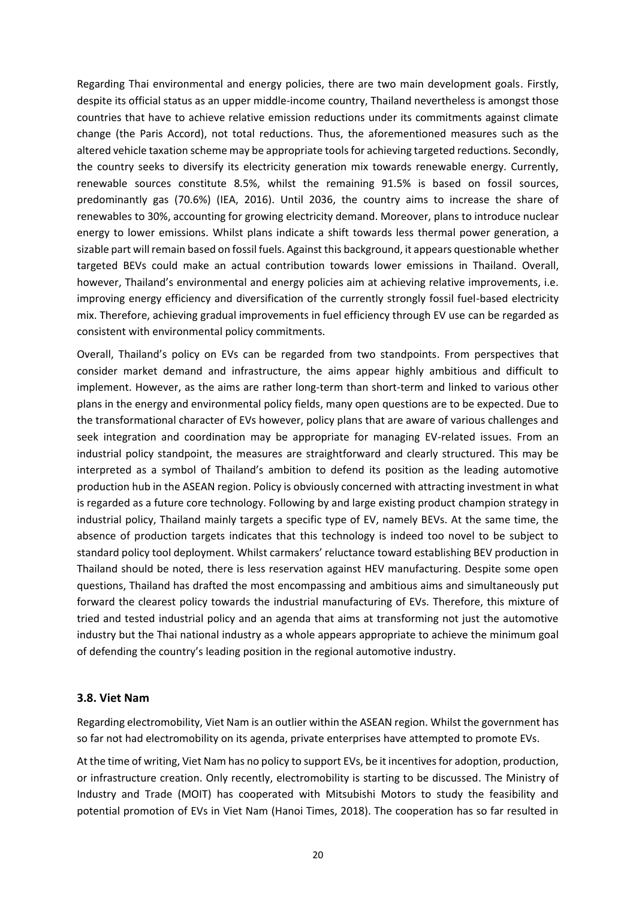Regarding Thai environmental and energy policies, there are two main development goals. Firstly, despite its official status as an upper middle-income country, Thailand nevertheless is amongst those countries that have to achieve relative emission reductions under its commitments against climate change (the Paris Accord), not total reductions. Thus, the aforementioned measures such as the altered vehicle taxation scheme may be appropriate tools for achieving targeted reductions. Secondly, the country seeks to diversify its electricity generation mix towards renewable energy. Currently, renewable sources constitute 8.5%, whilst the remaining 91.5% is based on fossil sources, predominantly gas (70.6%) (IEA, 2016). Until 2036, the country aims to increase the share of renewables to 30%, accounting for growing electricity demand. Moreover, plans to introduce nuclear energy to lower emissions. Whilst plans indicate a shift towards less thermal power generation, a sizable part will remain based on fossil fuels. Against this background, it appears questionable whether targeted BEVs could make an actual contribution towards lower emissions in Thailand. Overall, however, Thailand's environmental and energy policies aim at achieving relative improvements, i.e. improving energy efficiency and diversification of the currently strongly fossil fuel-based electricity mix. Therefore, achieving gradual improvements in fuel efficiency through EV use can be regarded as consistent with environmental policy commitments.

Overall, Thailand's policy on EVs can be regarded from two standpoints. From perspectives that consider market demand and infrastructure, the aims appear highly ambitious and difficult to implement. However, as the aims are rather long-term than short-term and linked to various other plans in the energy and environmental policy fields, many open questions are to be expected. Due to the transformational character of EVs however, policy plans that are aware of various challenges and seek integration and coordination may be appropriate for managing EV-related issues. From an industrial policy standpoint, the measures are straightforward and clearly structured. This may be interpreted as a symbol of Thailand's ambition to defend its position as the leading automotive production hub in the ASEAN region. Policy is obviously concerned with attracting investment in what is regarded as a future core technology. Following by and large existing product champion strategy in industrial policy, Thailand mainly targets a specific type of EV, namely BEVs. At the same time, the absence of production targets indicates that this technology is indeed too novel to be subject to standard policy tool deployment. Whilst carmakers' reluctance toward establishing BEV production in Thailand should be noted, there is less reservation against HEV manufacturing. Despite some open questions, Thailand has drafted the most encompassing and ambitious aims and simultaneously put forward the clearest policy towards the industrial manufacturing of EVs. Therefore, this mixture of tried and tested industrial policy and an agenda that aims at transforming not just the automotive industry but the Thai national industry as a whole appears appropriate to achieve the minimum goal of defending the country's leading position in the regional automotive industry.

### 3.8. Viet Nam

Regarding electromobility, Viet Nam is an outlier within the ASEAN region. Whilst the government has so far not had electromobility on its agenda, private enterprises have attempted to promote EVs.

At the time of writing, Viet Nam has no policy to support EVs, be it incentives for adoption, production, or infrastructure creation. Only recently, electromobility is starting to be discussed. The Ministry of Industry and Trade (MOIT) has cooperated with Mitsubishi Motors to study the feasibility and potential promotion of EVs in Viet Nam (Hanoi Times, 2018). The cooperation has so far resulted in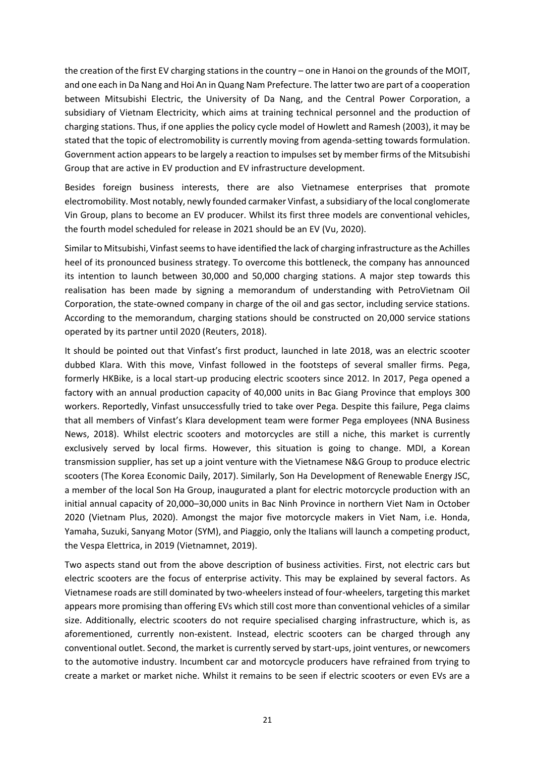the creation of the first EV charging stations in the country – one in Hanoi on the grounds of the MOIT, and one each in Da Nang and Hoi An in Quang Nam Prefecture. The latter two are part of a cooperation between Mitsubishi Electric, the University of Da Nang, and the Central Power Corporation, a subsidiary of Vietnam Electricity, which aims at training technical personnel and the production of charging stations. Thus, if one applies the policy cycle model of Howlett and Ramesh (2003), it may be stated that the topic of electromobility is currently moving from agenda-setting towards formulation. Government action appears to be largely a reaction to impulses set by member firms of the Mitsubishi Group that are active in EV production and EV infrastructure development.

Besides foreign business interests, there are also Vietnamese enterprises that promote electromobility. Most notably, newly founded carmaker Vinfast, a subsidiary of the local conglomerate Vin Group, plans to become an EV producer. Whilst its first three models are conventional vehicles, the fourth model scheduled for release in 2021 should be an EV (Vu, 2020).

Similar to Mitsubishi, Vinfast seems to have identified the lack of charging infrastructure as the Achilles heel of its pronounced business strategy. To overcome this bottleneck, the company has announced its intention to launch between 30,000 and 50,000 charging stations. A major step towards this realisation has been made by signing a memorandum of understanding with PetroVietnam Oil Corporation, the state-owned company in charge of the oil and gas sector, including service stations. According to the memorandum, charging stations should be constructed on 20,000 service stations operated by its partner until 2020 (Reuters, 2018).

It should be pointed out that Vinfast's first product, launched in late 2018, was an electric scooter dubbed Klara. With this move, Vinfast followed in the footsteps of several smaller firms. Pega, formerly HKBike, is a local start-up producing electric scooters since 2012. In 2017, Pega opened a factory with an annual production capacity of 40,000 units in Bac Giang Province that employs 300 workers. Reportedly, Vinfast unsuccessfully tried to take over Pega. Despite this failure, Pega claims that all members of Vinfast's Klara development team were former Pega employees (NNA Business News, 2018). Whilst electric scooters and motorcycles are still a niche, this market is currently exclusively served by local firms. However, this situation is going to change. MDI, a Korean transmission supplier, has set up a joint venture with the Vietnamese N&G Group to produce electric scooters (The Korea Economic Daily, 2017). Similarly, Son Ha Development of Renewable Energy JSC, a member of the local Son Ha Group, inaugurated a plant for electric motorcycle production with an initial annual capacity of 20,000–30,000 units in Bac Ninh Province in northern Viet Nam in October 2020 (Vietnam Plus, 2020). Amongst the major five motorcycle makers in Viet Nam, i.e. Honda, Yamaha, Suzuki, Sanyang Motor (SYM), and Piaggio, only the Italians will launch a competing product, the Vespa Elettrica, in 2019 (Vietnamnet, 2019).

Two aspects stand out from the above description of business activities. First, not electric cars but electric scooters are the focus of enterprise activity. This may be explained by several factors. As Vietnamese roads are still dominated by two-wheelers instead of four-wheelers, targeting this market appears more promising than offering EVs which still cost more than conventional vehicles of a similar size. Additionally, electric scooters do not require specialised charging infrastructure, which is, as aforementioned, currently non-existent. Instead, electric scooters can be charged through any conventional outlet. Second, the market is currently served by start-ups, joint ventures, or newcomers to the automotive industry. Incumbent car and motorcycle producers have refrained from trying to create a market or market niche. Whilst it remains to be seen if electric scooters or even EVs are a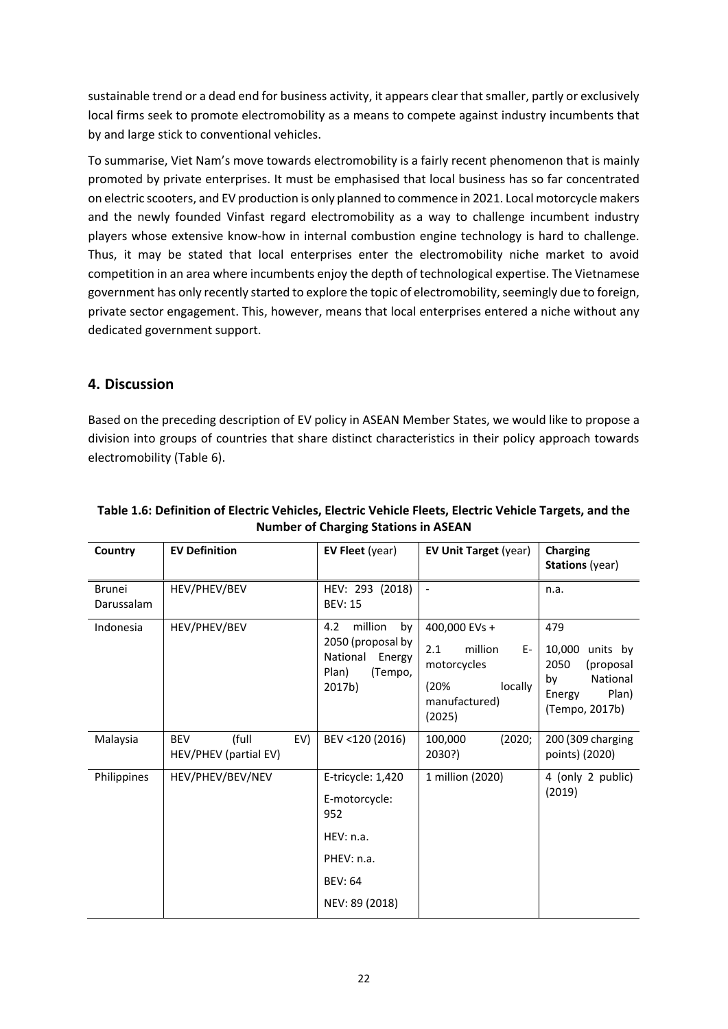sustainable trend or a dead end for business activity, it appears clear that smaller, partly or exclusively local firms seek to promote electromobility as a means to compete against industry incumbents that by and large stick to conventional vehicles.

To summarise, Viet Nam's move towards electromobility is a fairly recent phenomenon that is mainly promoted by private enterprises. It must be emphasised that local business has so far concentrated on electric scooters, and EV production is only planned to commence in 2021. Local motorcycle makers and the newly founded Vinfast regard electromobility as a way to challenge incumbent industry players whose extensive know-how in internal combustion engine technology is hard to challenge. Thus, it may be stated that local enterprises enter the electromobility niche market to avoid competition in an area where incumbents enjoy the depth of technological expertise. The Vietnamese government has only recently started to explore the topic of electromobility, seemingly due to foreign, private sector engagement. This, however, means that local enterprises entered a niche without any dedicated government support.

## 4. Discussion

Based on the preceding description of EV policy in ASEAN Member States, we would like to propose a division into groups of countries that share distinct characteristics in their policy approach towards electromobility (Table 6).

**Table 1.6: Definition of Electric Vehicles, Electric Vehicle Fleets, Electric Vehicle Targets, and the Number of Charging Stations in ASEAN**

| Country | EV Definition | **EV Fleet** (year) | **EV Unit Target** (year) | **Charging Stations** (year) |
|---|---|---|---|---|
| Brunei Darussalam | HEV/PHEV/BEV | HEV: 293 (2018)<br>BEV: 15 | - | n.a. |
| Indonesia | HEV/PHEV/BEV | 4.2 million by 2050 (proposal by National Energy Plan) (Tempo, 2017b) | 400,000 EVs +<br>2.1 million E-motorcycles<br>(20% locally manufactured) (2025) | 479<br>10,000 units by 2050 (proposal by National Energy Plan) (Tempo, 2017b) |
| Malaysia | BEV (full EV)<br>HEV/PHEV (partial EV) | BEV <120 (2016) | 100,000 (2020; 2030?) | 200 (309 charging points) (2020) |
| Philippines | HEV/PHEV/BEV/NEV | E-tricycle: 1,420<br>E-motorcycle: 952<br>HEV: n.a.<br>PHEV: n.a.<br>BEV: 64<br>NEV: 89 (2018) | 1 million (2020) | 4 (only 2 public) (2019) |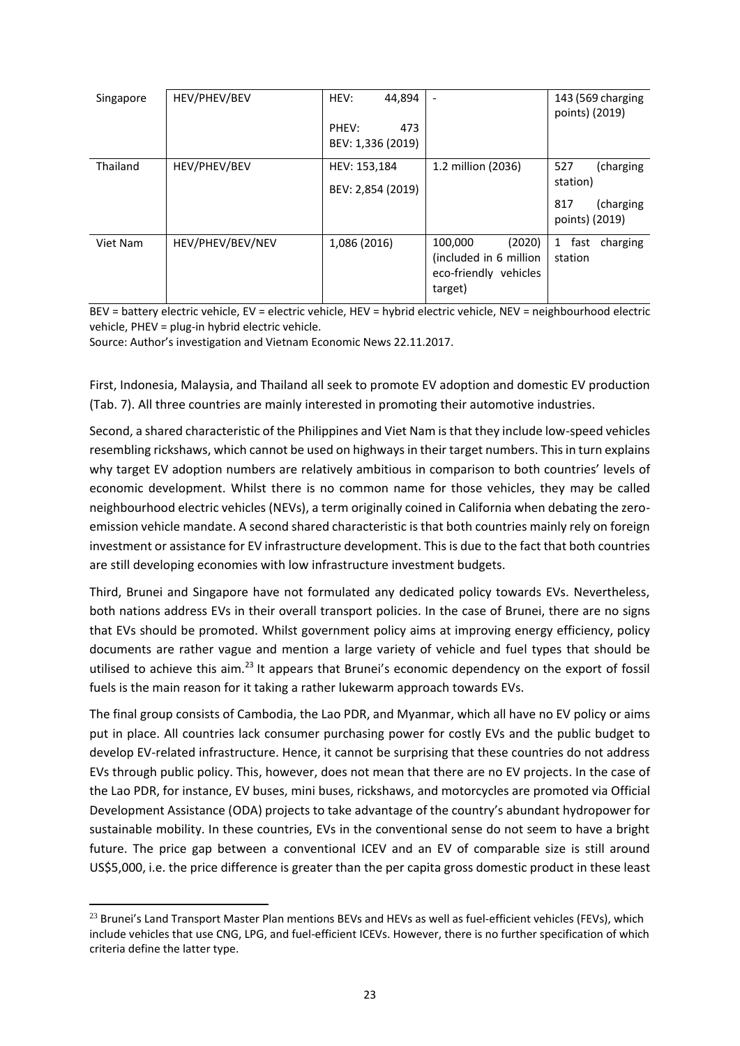| | | | | |
|---|---|---|---|---|
| Singapore | HEV/PHEV/BEV | HEV: 44,894<br>PHEV: 473<br>BEV: 1,336 (2019) | - | 143 (569 charging points) (2019) |
| Thailand | HEV/PHEV/BEV | HEV: 153,184<br>BEV: 2,854 (2019) | 1.2 million (2036) | 527 (charging station)<br>817 (charging points) (2019) |
| Viet Nam | HEV/PHEV/BEV/NEV | 1,086 (2016) | 100,000 (2020) (included in 6 million eco-friendly vehicles target) | 1 fast charging station |

BEV = battery electric vehicle, EV = electric vehicle, HEV = hybrid electric vehicle, NEV = neighbourhood electric vehicle, PHEV = plug-in hybrid electric vehicle.

Source: Author's investigation and Vietnam Economic News 22.11.2017.

First, Indonesia, Malaysia, and Thailand all seek to promote EV adoption and domestic EV production (Tab. 7). All three countries are mainly interested in promoting their automotive industries.

Second, a shared characteristic of the Philippines and Viet Nam is that they include low-speed vehicles resembling rickshaws, which cannot be used on highways in their target numbers. This in turn explains why target EV adoption numbers are relatively ambitious in comparison to both countries' levels of economic development. Whilst there is no common name for those vehicles, they may be called neighbourhood electric vehicles (NEVs), a term originally coined in California when debating the zero-emission vehicle mandate. A second shared characteristic is that both countries mainly rely on foreign investment or assistance for EV infrastructure development. This is due to the fact that both countries are still developing economies with low infrastructure investment budgets.

Third, Brunei and Singapore have not formulated any dedicated policy towards EVs. Nevertheless, both nations address EVs in their overall transport policies. In the case of Brunei, there are no signs that EVs should be promoted. Whilst government policy aims at improving energy efficiency, policy documents are rather vague and mention a large variety of vehicle and fuel types that should be utilised to achieve this aim.[23] It appears that Brunei's economic dependency on the export of fossil fuels is the main reason for it taking a rather lukewarm approach towards EVs.

The final group consists of Cambodia, the Lao PDR, and Myanmar, which all have no EV policy or aims put in place. All countries lack consumer purchasing power for costly EVs and the public budget to develop EV-related infrastructure. Hence, it cannot be surprising that these countries do not address EVs through public policy. This, however, does not mean that there are no EV projects. In the case of the Lao PDR, for instance, EV buses, mini buses, rickshaws, and motorcycles are promoted via Official Development Assistance (ODA) projects to take advantage of the country's abundant hydropower for sustainable mobility. In these countries, EVs in the conventional sense do not seem to have a bright future. The price gap between a conventional ICEV and an EV of comparable size is still around US$5,000, i.e. the price difference is greater than the per capita gross domestic product in these least

[23] Brunei's Land Transport Master Plan mentions BEVs and HEVs as well as fuel-efficient vehicles (FEVs), which include vehicles that use CNG, LPG, and fuel-efficient ICEVs. However, there is no further specification of which criteria define the latter type.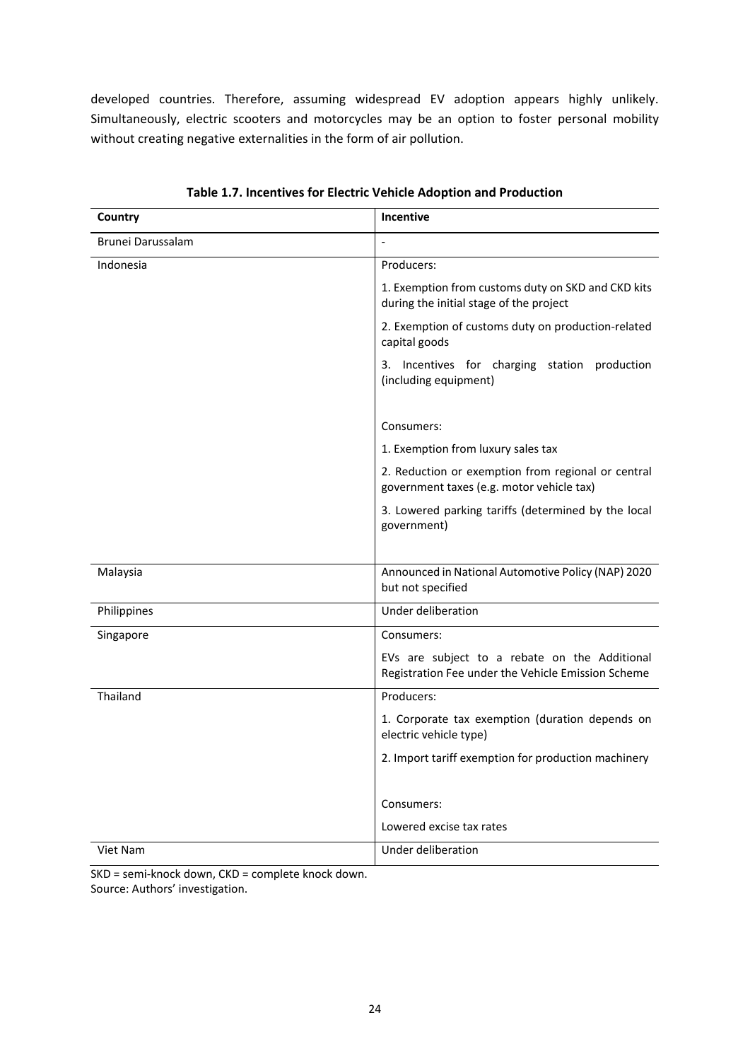developed countries. Therefore, assuming widespread EV adoption appears highly unlikely. Simultaneously, electric scooters and motorcycles may be an option to foster personal mobility without creating negative externalities in the form of air pollution.

**Table 1.7. Incentives for Electric Vehicle Adoption and Production**

| Country | Incentive |
|---|---|
| Brunei Darussalam | - |
| Indonesia | Producers:<br>1. Exemption from customs duty on SKD and CKD kits during the initial stage of the project<br>2. Exemption of customs duty on production-related capital goods<br>3. Incentives for charging station production (including equipment)<br><br>Consumers:<br>1. Exemption from luxury sales tax<br>2. Reduction or exemption from regional or central government taxes (e.g. motor vehicle tax)<br>3. Lowered parking tariffs (determined by the local government) |
| Malaysia | Announced in National Automotive Policy (NAP) 2020 but not specified |
| Philippines | Under deliberation |
| Singapore | Consumers:<br>EVs are subject to a rebate on the Additional Registration Fee under the Vehicle Emission Scheme |
| Thailand | Producers:<br>1. Corporate tax exemption (duration depends on electric vehicle type)<br>2. Import tariff exemption for production machinery<br><br>Consumers:<br>Lowered excise tax rates |
| Viet Nam | Under deliberation |

SKD = semi-knock down, CKD = complete knock down.
Source: Authors' investigation.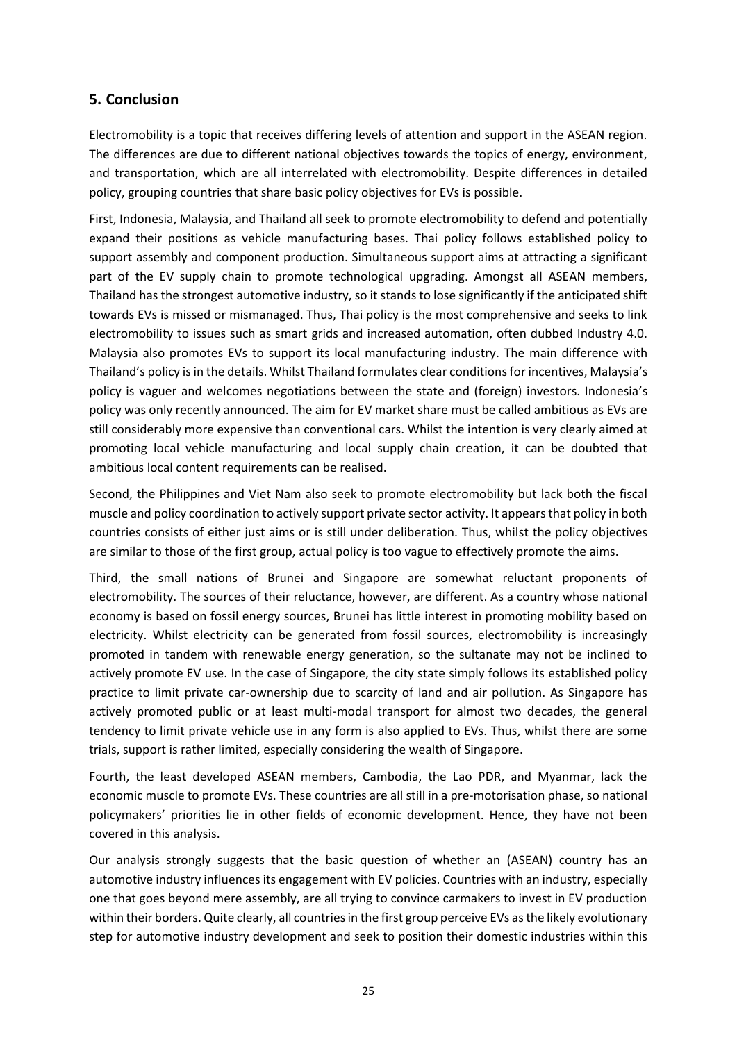## 5. Conclusion

Electromobility is a topic that receives differing levels of attention and support in the ASEAN region. The differences are due to different national objectives towards the topics of energy, environment, and transportation, which are all interrelated with electromobility. Despite differences in detailed policy, grouping countries that share basic policy objectives for EVs is possible.

First, Indonesia, Malaysia, and Thailand all seek to promote electromobility to defend and potentially expand their positions as vehicle manufacturing bases. Thai policy follows established policy to support assembly and component production. Simultaneous support aims at attracting a significant part of the EV supply chain to promote technological upgrading. Amongst all ASEAN members, Thailand has the strongest automotive industry, so it stands to lose significantly if the anticipated shift towards EVs is missed or mismanaged. Thus, Thai policy is the most comprehensive and seeks to link electromobility to issues such as smart grids and increased automation, often dubbed Industry 4.0. Malaysia also promotes EVs to support its local manufacturing industry. The main difference with Thailand's policy is in the details. Whilst Thailand formulates clear conditions for incentives, Malaysia's policy is vaguer and welcomes negotiations between the state and (foreign) investors. Indonesia's policy was only recently announced. The aim for EV market share must be called ambitious as EVs are still considerably more expensive than conventional cars. Whilst the intention is very clearly aimed at promoting local vehicle manufacturing and local supply chain creation, it can be doubted that ambitious local content requirements can be realised.

Second, the Philippines and Viet Nam also seek to promote electromobility but lack both the fiscal muscle and policy coordination to actively support private sector activity. It appears that policy in both countries consists of either just aims or is still under deliberation. Thus, whilst the policy objectives are similar to those of the first group, actual policy is too vague to effectively promote the aims.

Third, the small nations of Brunei and Singapore are somewhat reluctant proponents of electromobility. The sources of their reluctance, however, are different. As a country whose national economy is based on fossil energy sources, Brunei has little interest in promoting mobility based on electricity. Whilst electricity can be generated from fossil sources, electromobility is increasingly promoted in tandem with renewable energy generation, so the sultanate may not be inclined to actively promote EV use. In the case of Singapore, the city state simply follows its established policy practice to limit private car-ownership due to scarcity of land and air pollution. As Singapore has actively promoted public or at least multi-modal transport for almost two decades, the general tendency to limit private vehicle use in any form is also applied to EVs. Thus, whilst there are some trials, support is rather limited, especially considering the wealth of Singapore.

Fourth, the least developed ASEAN members, Cambodia, the Lao PDR, and Myanmar, lack the economic muscle to promote EVs. These countries are all still in a pre-motorisation phase, so national policymakers' priorities lie in other fields of economic development. Hence, they have not been covered in this analysis.

Our analysis strongly suggests that the basic question of whether an (ASEAN) country has an automotive industry influences its engagement with EV policies. Countries with an industry, especially one that goes beyond mere assembly, are all trying to convince carmakers to invest in EV production within their borders. Quite clearly, all countries in the first group perceive EVs as the likely evolutionary step for automotive industry development and seek to position their domestic industries within this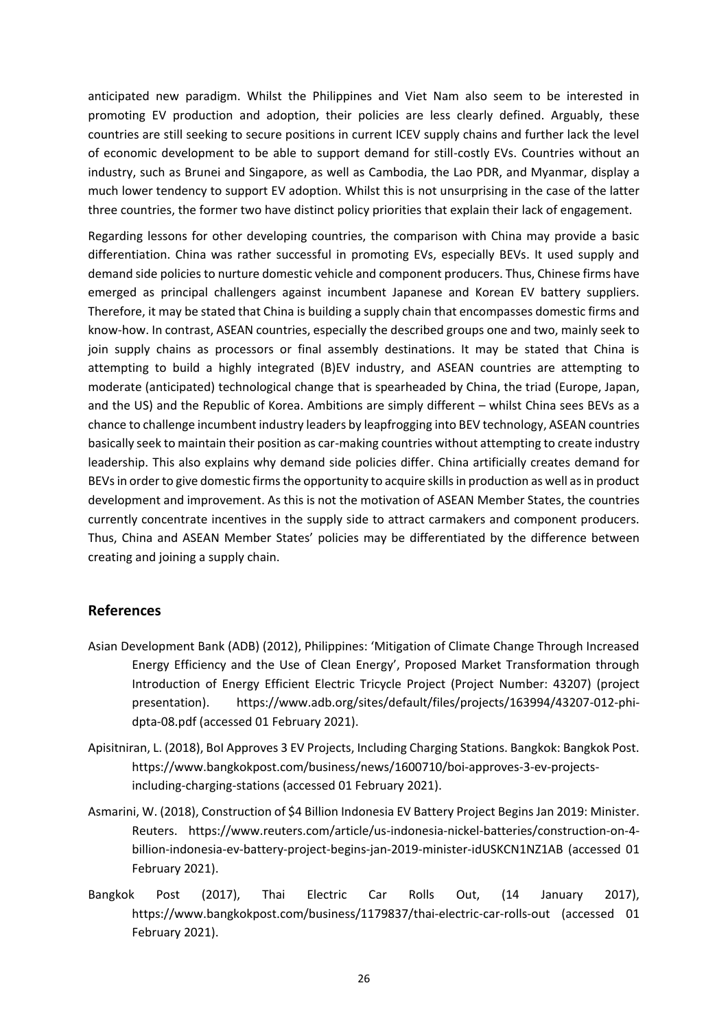anticipated new paradigm. Whilst the Philippines and Viet Nam also seem to be interested in promoting EV production and adoption, their policies are less clearly defined. Arguably, these countries are still seeking to secure positions in current ICEV supply chains and further lack the level of economic development to be able to support demand for still-costly EVs. Countries without an industry, such as Brunei and Singapore, as well as Cambodia, the Lao PDR, and Myanmar, display a much lower tendency to support EV adoption. Whilst this is not unsurprising in the case of the latter three countries, the former two have distinct policy priorities that explain their lack of engagement.

Regarding lessons for other developing countries, the comparison with China may provide a basic differentiation. China was rather successful in promoting EVs, especially BEVs. It used supply and demand side policies to nurture domestic vehicle and component producers. Thus, Chinese firms have emerged as principal challengers against incumbent Japanese and Korean EV battery suppliers. Therefore, it may be stated that China is building a supply chain that encompasses domestic firms and know-how. In contrast, ASEAN countries, especially the described groups one and two, mainly seek to join supply chains as processors or final assembly destinations. It may be stated that China is attempting to build a highly integrated (B)EV industry, and ASEAN countries are attempting to moderate (anticipated) technological change that is spearheaded by China, the triad (Europe, Japan, and the US) and the Republic of Korea. Ambitions are simply different – whilst China sees BEVs as a chance to challenge incumbent industry leaders by leapfrogging into BEV technology, ASEAN countries basically seek to maintain their position as car-making countries without attempting to create industry leadership. This also explains why demand side policies differ. China artificially creates demand for BEVs in order to give domestic firms the opportunity to acquire skills in production as well as in product development and improvement. As this is not the motivation of ASEAN Member States, the countries currently concentrate incentives in the supply side to attract carmakers and component producers. Thus, China and ASEAN Member States' policies may be differentiated by the difference between creating and joining a supply chain.

## References

Asian Development Bank (ADB) (2012), Philippines: 'Mitigation of Climate Change Through Increased Energy Efficiency and the Use of Clean Energy', Proposed Market Transformation through Introduction of Energy Efficient Electric Tricycle Project (Project Number: 43207) (project presentation). https://www.adb.org/sites/default/files/projects/163994/43207-012-phi-dpta-08.pdf (accessed 01 February 2021).

Apisitniran, L. (2018), BoI Approves 3 EV Projects, Including Charging Stations. Bangkok: Bangkok Post. https://www.bangkokpost.com/business/news/1600710/boi-approves-3-ev-projects-including-charging-stations (accessed 01 February 2021).

Asmarini, W. (2018), Construction of $4 Billion Indonesia EV Battery Project Begins Jan 2019: Minister. Reuters. https://www.reuters.com/article/us-indonesia-nickel-batteries/construction-on-4-billion-indonesia-ev-battery-project-begins-jan-2019-minister-idUSKCN1NZ1AB (accessed 01 February 2021).

Bangkok Post (2017), Thai Electric Car Rolls Out, (14 January 2017), https://www.bangkokpost.com/business/1179837/thai-electric-car-rolls-out (accessed 01 February 2021).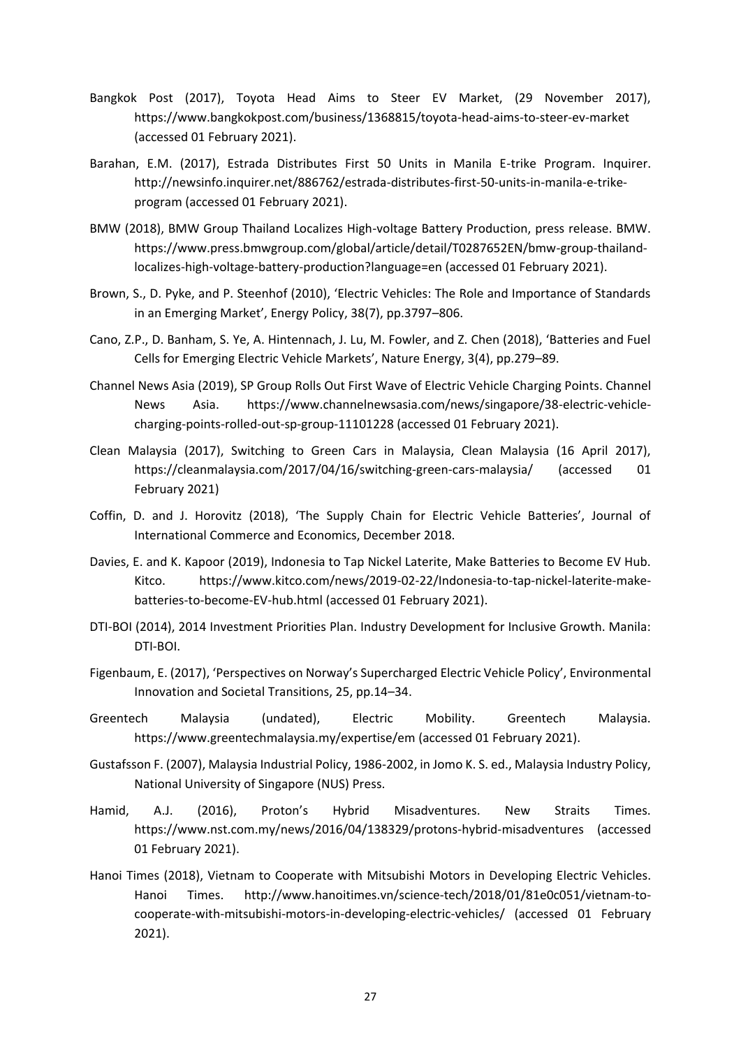Bangkok Post (2017), Toyota Head Aims to Steer EV Market, (29 November 2017), https://www.bangkokpost.com/business/1368815/toyota-head-aims-to-steer-ev-market (accessed 01 February 2021).

Barahan, E.M. (2017), Estrada Distributes First 50 Units in Manila E-trike Program. Inquirer. http://newsinfo.inquirer.net/886762/estrada-distributes-first-50-units-in-manila-e-trike-program (accessed 01 February 2021).

BMW (2018), BMW Group Thailand Localizes High-voltage Battery Production, press release. BMW. https://www.press.bmwgroup.com/global/article/detail/T0287652EN/bmw-group-thailand-localizes-high-voltage-battery-production?language=en (accessed 01 February 2021).

Brown, S., D. Pyke, and P. Steenhof (2010), 'Electric Vehicles: The Role and Importance of Standards in an Emerging Market', Energy Policy, 38(7), pp.3797–806.

Cano, Z.P., D. Banham, S. Ye, A. Hintennach, J. Lu, M. Fowler, and Z. Chen (2018), 'Batteries and Fuel Cells for Emerging Electric Vehicle Markets', Nature Energy, 3(4), pp.279–89.

Channel News Asia (2019), SP Group Rolls Out First Wave of Electric Vehicle Charging Points. Channel News Asia. https://www.channelnewsasia.com/news/singapore/38-electric-vehicle-charging-points-rolled-out-sp-group-11101228 (accessed 01 February 2021).

Clean Malaysia (2017), Switching to Green Cars in Malaysia, Clean Malaysia (16 April 2017), https://cleanmalaysia.com/2017/04/16/switching-green-cars-malaysia/ (accessed 01 February 2021)

Coffin, D. and J. Horovitz (2018), 'The Supply Chain for Electric Vehicle Batteries', Journal of International Commerce and Economics, December 2018.

Davies, E. and K. Kapoor (2019), Indonesia to Tap Nickel Laterite, Make Batteries to Become EV Hub. Kitco. https://www.kitco.com/news/2019-02-22/Indonesia-to-tap-nickel-laterite-make-batteries-to-become-EV-hub.html (accessed 01 February 2021).

DTI-BOI (2014), 2014 Investment Priorities Plan. Industry Development for Inclusive Growth. Manila: DTI-BOI.

Figenbaum, E. (2017), 'Perspectives on Norway's Supercharged Electric Vehicle Policy', Environmental Innovation and Societal Transitions, 25, pp.14–34.

Greentech Malaysia (undated), Electric Mobility. Greentech Malaysia. https://www.greentechmalaysia.my/expertise/em (accessed 01 February 2021).

Gustafsson F. (2007), Malaysia Industrial Policy, 1986-2002, in Jomo K. S. ed., Malaysia Industry Policy, National University of Singapore (NUS) Press.

Hamid, A.J. (2016), Proton's Hybrid Misadventures. New Straits Times. https://www.nst.com.my/news/2016/04/138329/protons-hybrid-misadventures (accessed 01 February 2021).

Hanoi Times (2018), Vietnam to Cooperate with Mitsubishi Motors in Developing Electric Vehicles. Hanoi Times. http://www.hanoitimes.vn/science-tech/2018/01/81e0c051/vietnam-to-cooperate-with-mitsubishi-motors-in-developing-electric-vehicles/ (accessed 01 February 2021).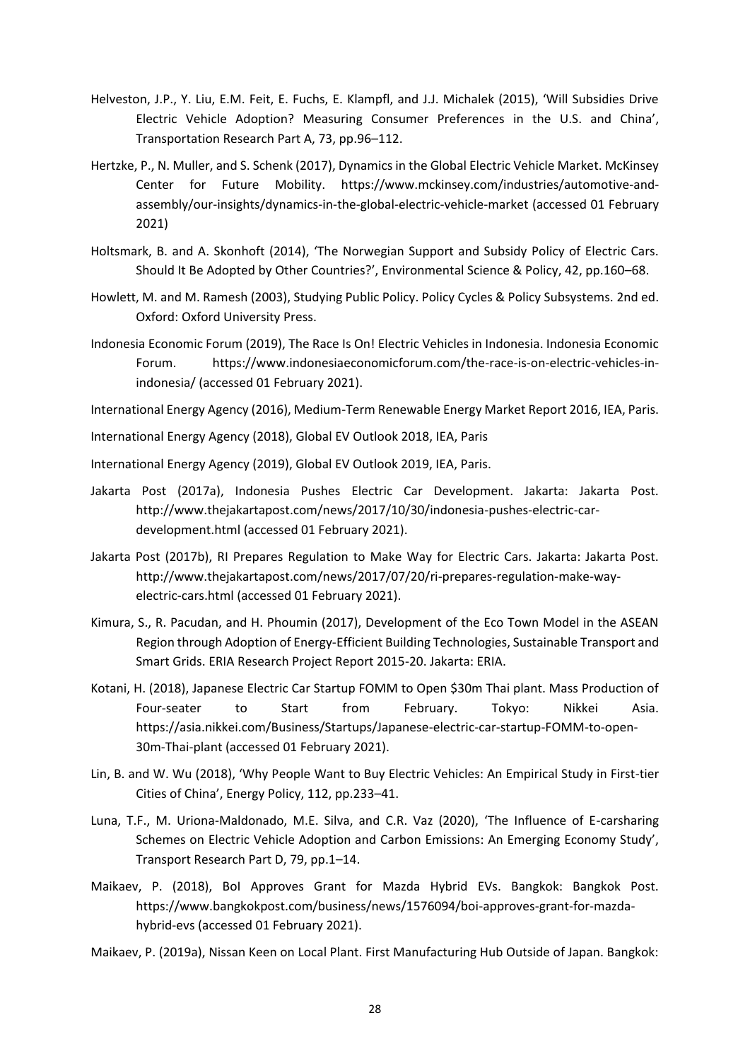Helveston, J.P., Y. Liu, E.M. Feit, E. Fuchs, E. Klampfl, and J.J. Michalek (2015), 'Will Subsidies Drive Electric Vehicle Adoption? Measuring Consumer Preferences in the U.S. and China', Transportation Research Part A, 73, pp.96–112.

Hertzke, P., N. Muller, and S. Schenk (2017), Dynamics in the Global Electric Vehicle Market. McKinsey Center for Future Mobility. https://www.mckinsey.com/industries/automotive-and-assembly/our-insights/dynamics-in-the-global-electric-vehicle-market (accessed 01 February 2021)

Holtsmark, B. and A. Skonhoft (2014), 'The Norwegian Support and Subsidy Policy of Electric Cars. Should It Be Adopted by Other Countries?', Environmental Science & Policy, 42, pp.160–68.

Howlett, M. and M. Ramesh (2003), Studying Public Policy. Policy Cycles & Policy Subsystems. 2nd ed. Oxford: Oxford University Press.

Indonesia Economic Forum (2019), The Race Is On! Electric Vehicles in Indonesia. Indonesia Economic Forum. https://www.indonesiaeconomicforum.com/the-race-is-on-electric-vehicles-in-indonesia/ (accessed 01 February 2021).

International Energy Agency (2016), Medium-Term Renewable Energy Market Report 2016, IEA, Paris.

International Energy Agency (2018), Global EV Outlook 2018, IEA, Paris

International Energy Agency (2019), Global EV Outlook 2019, IEA, Paris.

Jakarta Post (2017a), Indonesia Pushes Electric Car Development. Jakarta: Jakarta Post. http://www.thejakartapost.com/news/2017/10/30/indonesia-pushes-electric-car-development.html (accessed 01 February 2021).

Jakarta Post (2017b), RI Prepares Regulation to Make Way for Electric Cars. Jakarta: Jakarta Post. http://www.thejakartapost.com/news/2017/07/20/ri-prepares-regulation-make-way-electric-cars.html (accessed 01 February 2021).

Kimura, S., R. Pacudan, and H. Phoumin (2017), Development of the Eco Town Model in the ASEAN Region through Adoption of Energy-Efficient Building Technologies, Sustainable Transport and Smart Grids. ERIA Research Project Report 2015-20. Jakarta: ERIA.

Kotani, H. (2018), Japanese Electric Car Startup FOMM to Open $30m Thai plant. Mass Production of Four-seater to Start from February. Tokyo: Nikkei Asia. https://asia.nikkei.com/Business/Startups/Japanese-electric-car-startup-FOMM-to-open-30m-Thai-plant (accessed 01 February 2021).

Lin, B. and W. Wu (2018), 'Why People Want to Buy Electric Vehicles: An Empirical Study in First-tier Cities of China', Energy Policy, 112, pp.233–41.

Luna, T.F., M. Uriona-Maldonado, M.E. Silva, and C.R. Vaz (2020), 'The Influence of E-carsharing Schemes on Electric Vehicle Adoption and Carbon Emissions: An Emerging Economy Study', Transport Research Part D, 79, pp.1–14.

Maikaev, P. (2018), BoI Approves Grant for Mazda Hybrid EVs. Bangkok: Bangkok Post. https://www.bangkokpost.com/business/news/1576094/boi-approves-grant-for-mazda-hybrid-evs (accessed 01 February 2021).

Maikaev, P. (2019a), Nissan Keen on Local Plant. First Manufacturing Hub Outside of Japan. Bangkok: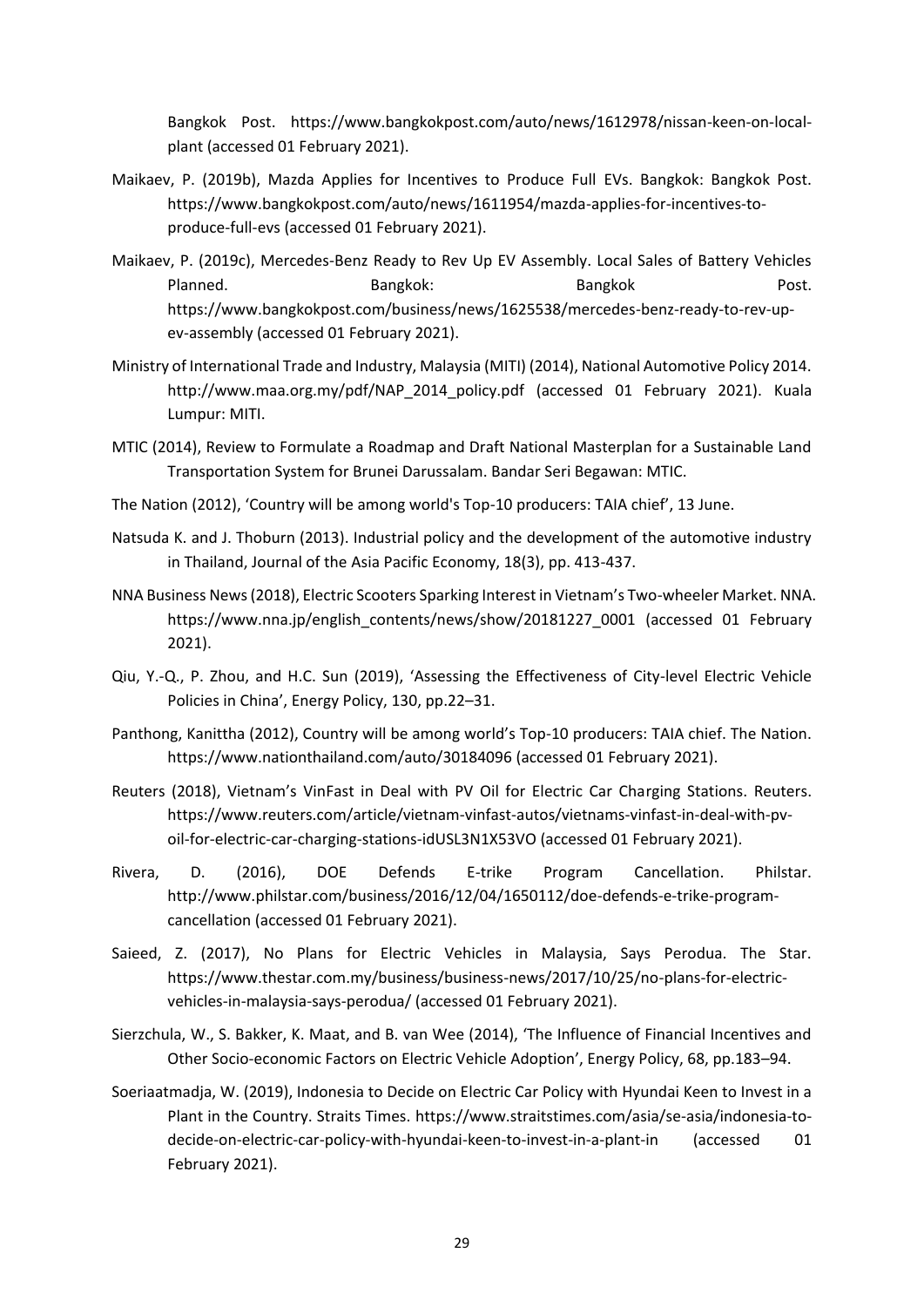Bangkok Post. https://www.bangkokpost.com/auto/news/1612978/nissan-keen-on-local-plant (accessed 01 February 2021).

Maikaev, P. (2019b), Mazda Applies for Incentives to Produce Full EVs. Bangkok: Bangkok Post. https://www.bangkokpost.com/auto/news/1611954/mazda-applies-for-incentives-to-produce-full-evs (accessed 01 February 2021).

Maikaev, P. (2019c), Mercedes-Benz Ready to Rev Up EV Assembly. Local Sales of Battery Vehicles Planned. Bangkok: Bangkok Post. https://www.bangkokpost.com/business/news/1625538/mercedes-benz-ready-to-rev-up-ev-assembly (accessed 01 February 2021).

Ministry of International Trade and Industry, Malaysia (MITI) (2014), National Automotive Policy 2014. http://www.maa.org.my/pdf/NAP_2014_policy.pdf (accessed 01 February 2021). Kuala Lumpur: MITI.

MTIC (2014), Review to Formulate a Roadmap and Draft National Masterplan for a Sustainable Land Transportation System for Brunei Darussalam. Bandar Seri Begawan: MTIC.

The Nation (2012), 'Country will be among world's Top-10 producers: TAIA chief', 13 June.

Natsuda K. and J. Thoburn (2013). Industrial policy and the development of the automotive industry in Thailand, Journal of the Asia Pacific Economy, 18(3), pp. 413-437.

NNA Business News (2018), Electric Scooters Sparking Interest in Vietnam's Two-wheeler Market. NNA. https://www.nna.jp/english_contents/news/show/20181227_0001 (accessed 01 February 2021).

Qiu, Y.-Q., P. Zhou, and H.C. Sun (2019), 'Assessing the Effectiveness of City-level Electric Vehicle Policies in China', Energy Policy, 130, pp.22–31.

Panthong, Kanittha (2012), Country will be among world's Top-10 producers: TAIA chief. The Nation. https://www.nationthailand.com/auto/30184096 (accessed 01 February 2021).

Reuters (2018), Vietnam's VinFast in Deal with PV Oil for Electric Car Charging Stations. Reuters. https://www.reuters.com/article/vietnam-vinfast-autos/vietnams-vinfast-in-deal-with-pv-oil-for-electric-car-charging-stations-idUSL3N1X53VO (accessed 01 February 2021).

Rivera, D. (2016), DOE Defends E-trike Program Cancellation. Philstar. http://www.philstar.com/business/2016/12/04/1650112/doe-defends-e-trike-program-cancellation (accessed 01 February 2021).

Saieed, Z. (2017), No Plans for Electric Vehicles in Malaysia, Says Perodua. The Star. https://www.thestar.com.my/business/business-news/2017/10/25/no-plans-for-electric-vehicles-in-malaysia-says-perodua/ (accessed 01 February 2021).

Sierzchula, W., S. Bakker, K. Maat, and B. van Wee (2014), 'The Influence of Financial Incentives and Other Socio-economic Factors on Electric Vehicle Adoption', Energy Policy, 68, pp.183–94.

Soeriaatmadja, W. (2019), Indonesia to Decide on Electric Car Policy with Hyundai Keen to Invest in a Plant in the Country. Straits Times. https://www.straitstimes.com/asia/se-asia/indonesia-to-decide-on-electric-car-policy-with-hyundai-keen-to-invest-in-a-plant-in (accessed 01 February 2021).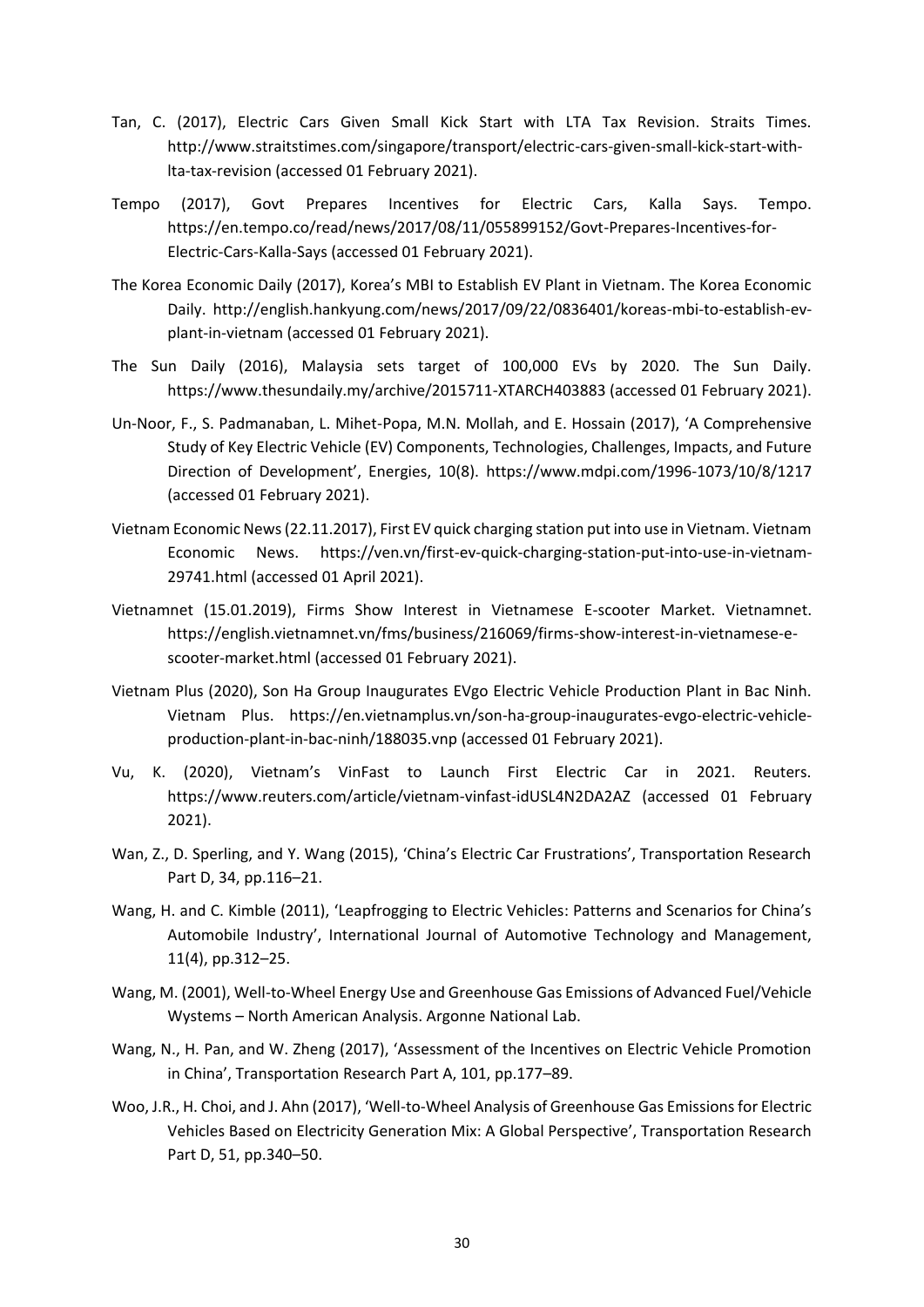Tan, C. (2017), Electric Cars Given Small Kick Start with LTA Tax Revision. Straits Times. http://www.straitstimes.com/singapore/transport/electric-cars-given-small-kick-start-with-lta-tax-revision (accessed 01 February 2021).

Tempo (2017), Govt Prepares Incentives for Electric Cars, Kalla Says. Tempo. https://en.tempo.co/read/news/2017/08/11/055899152/Govt-Prepares-Incentives-for-Electric-Cars-Kalla-Says (accessed 01 February 2021).

The Korea Economic Daily (2017), Korea's MBI to Establish EV Plant in Vietnam. The Korea Economic Daily. http://english.hankyung.com/news/2017/09/22/0836401/koreas-mbi-to-establish-ev-plant-in-vietnam (accessed 01 February 2021).

The Sun Daily (2016), Malaysia sets target of 100,000 EVs by 2020. The Sun Daily. https://www.thesundaily.my/archive/2015711-XTARCH403883 (accessed 01 February 2021).

Un-Noor, F., S. Padmanaban, L. Mihet-Popa, M.N. Mollah, and E. Hossain (2017), 'A Comprehensive Study of Key Electric Vehicle (EV) Components, Technologies, Challenges, Impacts, and Future Direction of Development', Energies, 10(8). https://www.mdpi.com/1996-1073/10/8/1217 (accessed 01 February 2021).

Vietnam Economic News (22.11.2017), First EV quick charging station put into use in Vietnam. Vietnam Economic News. https://ven.vn/first-ev-quick-charging-station-put-into-use-in-vietnam-29741.html (accessed 01 April 2021).

Vietnamnet (15.01.2019), Firms Show Interest in Vietnamese E-scooter Market. Vietnamnet. https://english.vietnamnet.vn/fms/business/216069/firms-show-interest-in-vietnamese-e-scooter-market.html (accessed 01 February 2021).

Vietnam Plus (2020), Son Ha Group Inaugurates EVgo Electric Vehicle Production Plant in Bac Ninh. Vietnam Plus. https://en.vietnamplus.vn/son-ha-group-inaugurates-evgo-electric-vehicle-production-plant-in-bac-ninh/188035.vnp (accessed 01 February 2021).

Vu, K. (2020), Vietnam's VinFast to Launch First Electric Car in 2021. Reuters. https://www.reuters.com/article/vietnam-vinfast-idUSL4N2DA2AZ (accessed 01 February 2021).

Wan, Z., D. Sperling, and Y. Wang (2015), 'China's Electric Car Frustrations', Transportation Research Part D, 34, pp.116–21.

Wang, H. and C. Kimble (2011), 'Leapfrogging to Electric Vehicles: Patterns and Scenarios for China's Automobile Industry', International Journal of Automotive Technology and Management, 11(4), pp.312–25.

Wang, M. (2001), Well-to-Wheel Energy Use and Greenhouse Gas Emissions of Advanced Fuel/Vehicle Wystems – North American Analysis. Argonne National Lab.

Wang, N., H. Pan, and W. Zheng (2017), 'Assessment of the Incentives on Electric Vehicle Promotion in China', Transportation Research Part A, 101, pp.177–89.

Woo, J.R., H. Choi, and J. Ahn (2017), 'Well-to-Wheel Analysis of Greenhouse Gas Emissions for Electric Vehicles Based on Electricity Generation Mix: A Global Perspective', Transportation Research Part D, 51, pp.340–50.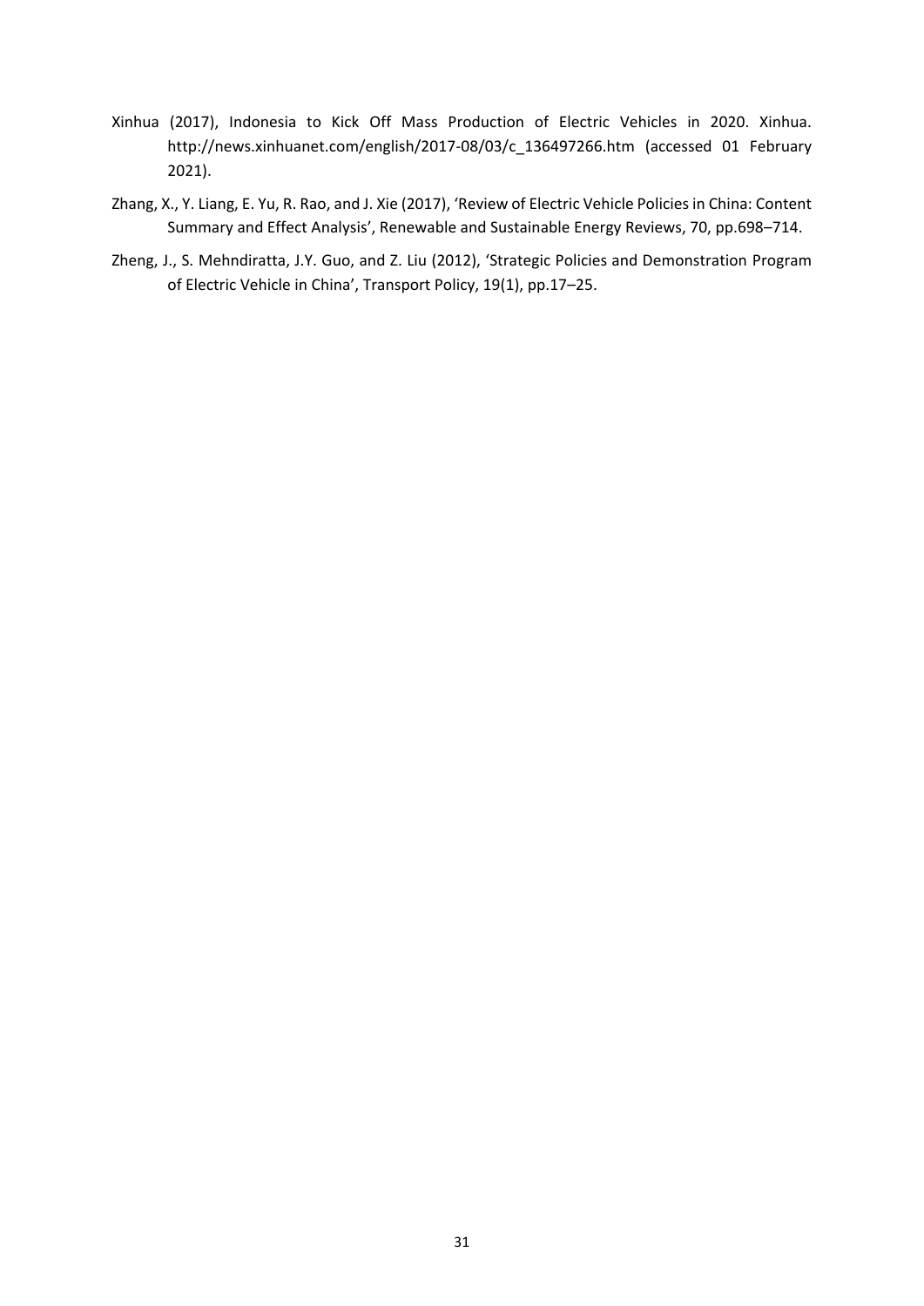Xinhua (2017), Indonesia to Kick Off Mass Production of Electric Vehicles in 2020. Xinhua. http://news.xinhuanet.com/english/2017-08/03/c_136497266.htm (accessed 01 February 2021).

Zhang, X., Y. Liang, E. Yu, R. Rao, and J. Xie (2017), 'Review of Electric Vehicle Policies in China: Content Summary and Effect Analysis', Renewable and Sustainable Energy Reviews, 70, pp.698–714.

Zheng, J., S. Mehndiratta, J.Y. Guo, and Z. Liu (2012), 'Strategic Policies and Demonstration Program of Electric Vehicle in China', Transport Policy, 19(1), pp.17–25.